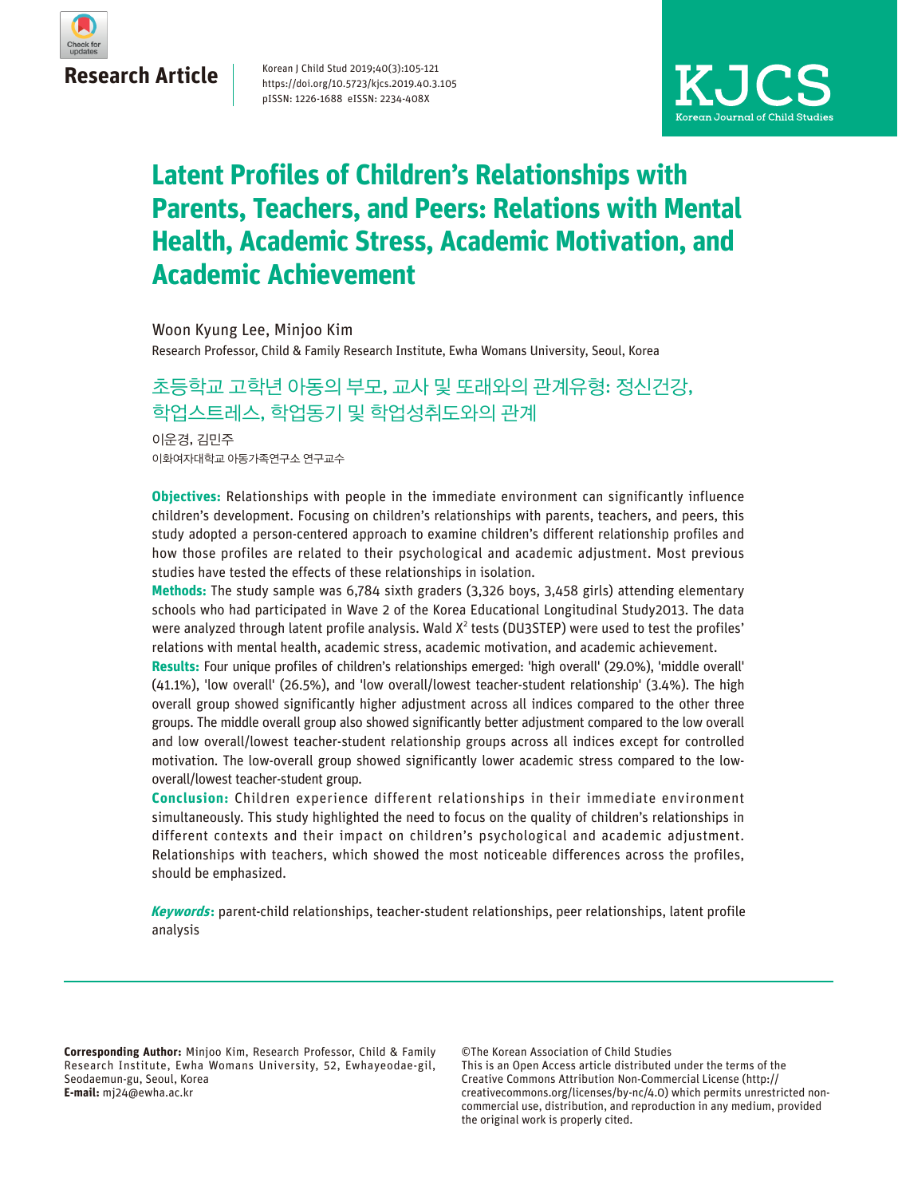Research Article

Korean J Child Stud 2019;40(3):105-121
https://doi.org/10.5723/kjcs.2019.40.3.105
pISSN: 1226-1688 eISSN: 2234-408X

KJCS
Korean Journal of Child Studies

# Latent Profiles of Children's Relationships with Parents, Teachers, and Peers: Relations with Mental Health, Academic Stress, Academic Motivation, and Academic Achievement

Woon Kyung Lee, Minjoo Kim

Research Professor, Child & Family Research Institute, Ewha Womans University, Seoul, Korea

## 초등학교 고학년 아동의 부모, 교사 및 또래와의 관계유형: 정신건강, 학업스트레스, 학업동기 및 학업성취도와의 관계

이운경, 김민주

이화여자대학교 아동가족연구소 연구교수

**Objectives:** Relationships with people in the immediate environment can significantly influence children's development. Focusing on children's relationships with parents, teachers, and peers, this study adopted a person-centered approach to examine children's different relationship profiles and how those profiles are related to their psychological and academic adjustment. Most previous studies have tested the effects of these relationships in isolation.

**Methods:** The study sample was 6,784 sixth graders (3,326 boys, 3,458 girls) attending elementary schools who had participated in Wave 2 of the Korea Educational Longitudinal Study2013. The data were analyzed through latent profile analysis. Wald $X^2$ tests (DU3STEP) were used to test the profiles' relations with mental health, academic stress, academic motivation, and academic achievement.

**Results:** Four unique profiles of children's relationships emerged: 'high overall' (29.0%), 'middle overall' (41.1%), 'low overall' (26.5%), and 'low overall/lowest teacher-student relationship' (3.4%). The high overall group showed significantly higher adjustment across all indices compared to the other three groups. The middle overall group also showed significantly better adjustment compared to the low overall and low overall/lowest teacher-student relationship groups across all indices except for controlled motivation. The low-overall group showed significantly lower academic stress compared to the low-overall/lowest teacher-student group.

**Conclusion:** Children experience different relationships in their immediate environment simultaneously. This study highlighted the need to focus on the quality of children's relationships in different contexts and their impact on children's psychological and academic adjustment. Relationships with teachers, which showed the most noticeable differences across the profiles, should be emphasized.

***Keywords*:** parent-child relationships, teacher-student relationships, peer relationships, latent profile analysis

---

**Corresponding Author:** Minjoo Kim, Research Professor, Child & Family Research Institute, Ewha Womans University, 52, Ewhayeodae-gil, Seodaemun-gu, Seoul, Korea
**E-mail:** mj24@ewha.ac.kr

©The Korean Association of Child Studies
This is an Open Access article distributed under the terms of the Creative Commons Attribution Non-Commercial License (http://creativecommons.org/licenses/by-nc/4.0) which permits unrestricted non-commercial use, distribution, and reproduction in any medium, provided the original work is properly cited.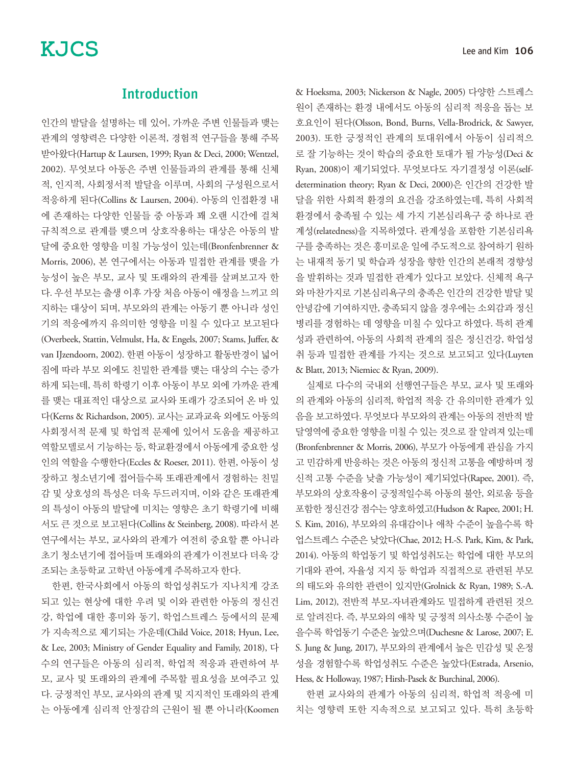## Introduction

인간의 발달을 설명하는 데 있어, 가까운 주변 인물들과 맺는 관계의 영향력은 다양한 이론적, 경험적 연구들을 통해 주목받아왔다(Hartup & Laursen, 1999; Ryan & Deci, 2000; Wentzel, 2002). 무엇보다 아동은 주변 인물들과의 관계를 통해 신체적, 인지적, 사회정서적 발달을 이루며, 사회의 구성원으로서 적응하게 된다(Collins & Laursen, 2004). 아동의 인접환경 내에 존재하는 다양한 인물들 중 아동과 꽤 오랜 시간에 걸쳐 규칙적으로 관계를 맺으며 상호작용하는 대상은 아동의 발달에 중요한 영향을 미칠 가능성이 있는데(Bronfenbrenner & Morris, 2006), 본 연구에서는 아동과 밀접한 관계를 맺을 가능성이 높은 부모, 교사 및 또래와의 관계를 살펴보고자 한다. 우선 부모는 출생 이후 가장 처음 아동이 애정을 느끼고 의지하는 대상이 되며, 부모와의 관계는 아동기 뿐 아니라 성인기의 적응에까지 유의미한 영향을 미칠 수 있다고 보고된다(Overbeek, Stattin, Velmulst, Ha, & Engels, 2007; Stams, Juffer, & van IJzendoorn, 2002). 한편 아동이 성장하고 활동반경이 넓어짐에 따라 부모 외에도 친밀한 관계를 맺는 대상의 수는 증가하게 되는데, 특히 학령기 이후 아동이 부모 외에 가까운 관계를 맺는 대표적인 대상으로 교사와 또래가 강조되어 온 바 있다(Kerns & Richardson, 2005). 교사는 교과교육 외에도 아동의 사회정서적 문제 및 학업적 문제에 있어서 도움을 제공하고 역할모델로서 기능하는 등, 학교환경에서 아동에게 중요한 성인의 역할을 수행한다(Eccles & Roeser, 2011). 한편, 아동이 성장하고 청소년기에 접어들수록 또래관계에서 경험하는 친밀감 및 상호성의 특성은 더욱 두드러지며, 이와 같은 또래관계의 특성이 아동의 발달에 미치는 영향은 초기 학령기에 비해서도 큰 것으로 보고된다(Collins & Steinberg, 2008). 따라서 본 연구에서는 부모, 교사와의 관계가 여전히 중요할 뿐 아니라 초기 청소년기에 접어들며 또래와의 관계가 이전보다 더욱 강조되는 초등학교 고학년 아동에게 주목하고자 한다.

한편, 한국사회에서 아동의 학업성취도가 지나치게 강조되고 있는 현상에 대한 우려 및 이와 관련한 아동의 정신건강, 학업에 대한 흥미와 동기, 학업스트레스 등에서의 문제가 지속적으로 제기되는 가운데(Child Voice, 2018; Hyun, Lee, & Lee, 2003; Ministry of Gender Equality and Family, 2018), 다수의 연구들은 아동의 심리적, 학업적 적응과 관련하여 부모, 교사 및 또래와의 관계에 주목할 필요성을 보여주고 있다. 긍정적인 부모, 교사와의 관계 및 지지적인 또래와의 관계는 아동에게 심리적 안정감의 근원이 될 뿐 아니라(Koomen & Hoeksma, 2003; Nickerson & Nagle, 2005) 다양한 스트레스원이 존재하는 환경 내에서도 아동의 심리적 적응을 돕는 보호요인이 된다(Olsson, Bond, Burns, Vella-Brodrick, & Sawyer, 2003). 또한 긍정적인 관계의 토대위에서 아동이 심리적으로 잘 기능하는 것이 학습의 중요한 토대가 될 가능성(Deci & Ryan, 2008)이 제기되었다. 무엇보다도 자기결정성 이론(self-determination theory; Ryan & Deci, 2000)은 인간의 건강한 발달을 위한 사회적 환경의 요건을 강조하였는데, 특히 사회적 환경에서 충족될 수 있는 세 가지 기본심리욕구 중 하나로 관계성(relatedness)을 지목하였다. 관계성을 포함한 기본심리욕구를 충족하는 것은 흥미로운 일에 주도적으로 참여하기 원하는 내재적 동기 및 학습과 성장을 향한 인간의 본래적 경향성을 발휘하는 것과 밀접한 관계가 있다고 보았다. 신체적 욕구와 마찬가지로 기본심리욕구의 충족은 인간의 건강한 발달 및 안녕감에 기여하지만, 충족되지 않을 경우에는 소외감과 정신병리를 경험하는 데 영향을 미칠 수 있다고 하였다. 특히 관계성과 관련하여, 아동의 사회적 관계의 질은 정신건강, 학업성취 등과 밀접한 관계를 가지는 것으로 보고되고 있다(Luyten & Blatt, 2013; Niemiec & Ryan, 2009).

실제로 다수의 국내외 선행연구들은 부모, 교사 및 또래와의 관계와 아동의 심리적, 학업적 적응 간 유의미한 관계가 있음을 보고하였다. 무엇보다 부모와의 관계는 아동의 전반적 발달영역에 중요한 영향을 미칠 수 있는 것으로 잘 알려져 있는데(Bronfenbrenner & Morris, 2006), 부모가 아동에게 관심을 가지고 민감하게 반응하는 것은 아동의 정신적 고통을 예방하며 정신적 고통 수준을 낮출 가능성이 제기되었다(Rapee, 2001). 즉, 부모와의 상호작용이 긍정적일수록 아동의 불안, 외로움 등을 포함한 정신건강 점수는 양호하였고(Hudson & Rapee, 2001; H. S. Kim, 2016), 부모와의 유대감이나 애착 수준이 높을수록 학업스트레스 수준은 낮았다(Chae, 2012; H.-S. Park, Kim, & Park, 2014). 아동의 학업동기 및 학업성취도는 학업에 대한 부모의 기대와 관여, 자율성 지지 등 학업과 직접적으로 관련된 부모의 태도와 유의한 관련이 있지만(Grolnick & Ryan, 1989; S.-A. Lim, 2012), 전반적 부모-자녀관계와도 밀접하게 관련된 것으로 알려진다. 즉, 부모와의 애착 및 긍정적 의사소통 수준이 높을수록 학업동기 수준은 높았으며(Duchesne & Larose, 2007; E. S. Jung & Jung, 2017), 부모와의 관계에서 높은 민감성 및 온정성을 경험할수록 학업성취도 수준은 높았다(Estrada, Arsenio, Hess, & Holloway, 1987; Hirsh-Pasek & Burchinal, 2006).

한편 교사와의 관계가 아동의 심리적, 학업적 적응에 미치는 영향력 또한 지속적으로 보고되고 있다. 특히 초등학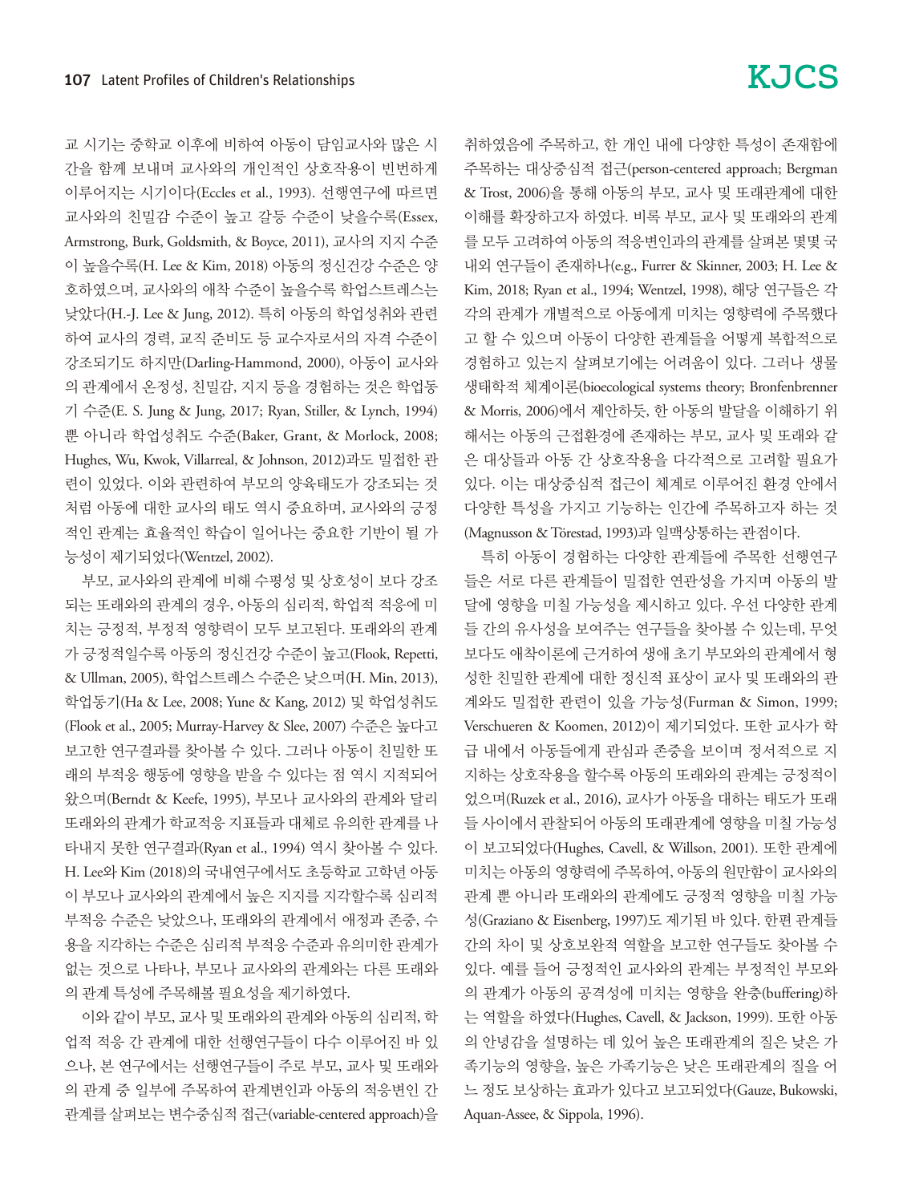교 시기는 중학교 이후에 비하여 아동이 담임교사와 많은 시간을 함께 보내며 교사와의 개인적인 상호작용이 빈번하게 이루어지는 시기이다(Eccles et al., 1993). 선행연구에 따르면 교사와의 친밀감 수준이 높고 갈등 수준이 낮을수록(Essex, Armstrong, Burk, Goldsmith, & Boyce, 2011), 교사의 지지 수준이 높을수록(H. Lee & Kim, 2018) 아동의 정신건강 수준은 양호하였으며, 교사와의 애착 수준이 높을수록 학업스트레스는 낮았다(H.-J. Lee & Jung, 2012). 특히 아동의 학업성취와 관련하여 교사의 경력, 교직 준비도 등 교수자로서의 자격 수준이 강조되기도 하지만(Darling-Hammond, 2000), 아동이 교사와의 관계에서 온정성, 친밀감, 지지 등을 경험하는 것은 학업동기 수준(E. S. Jung & Jung, 2017; Ryan, Stiller, & Lynch, 1994)뿐 아니라 학업성취도 수준(Baker, Grant, & Morlock, 2008; Hughes, Wu, Kwok, Villarreal, & Johnson, 2012)과도 밀접한 관련이 있었다. 이와 관련하여 부모의 양육태도가 강조되는 것처럼 아동에 대한 교사의 태도 역시 중요하며, 교사와의 긍정적인 관계는 효율적인 학습이 일어나는 중요한 기반이 될 가능성이 제기되었다(Wentzel, 2002).

부모, 교사와의 관계에 비해 수평성 및 상호성이 보다 강조되는 또래와의 관계의 경우, 아동의 심리적, 학업적 적응에 미치는 긍정적, 부정적 영향력이 모두 보고된다. 또래와의 관계가 긍정적일수록 아동의 정신건강 수준이 높고(Flook, Repetti, & Ullman, 2005), 학업스트레스 수준은 낮으며(H. Min, 2013), 학업동기(Ha & Lee, 2008; Yune & Kang, 2012) 및 학업성취도(Flook et al., 2005; Murray-Harvey & Slee, 2007) 수준은 높다고 보고한 연구결과를 찾아볼 수 있다. 그러나 아동이 친밀한 또래의 부적응 행동에 영향을 받을 수 있다는 점 역시 지적되어 왔으며(Berndt & Keefe, 1995), 부모나 교사와의 관계와 달리 또래와의 관계가 학교적응 지표들과 대체로 유의한 관계를 나타내지 못한 연구결과(Ryan et al., 1994) 역시 찾아볼 수 있다. H. Lee와 Kim (2018)의 국내연구에서도 초등학교 고학년 아동이 부모나 교사와의 관계에서 높은 지지를 지각할수록 심리적 부적응 수준은 낮았으나, 또래와의 관계에서 애정과 존중, 수용을 지각하는 수준은 심리적 부적응 수준과 유의미한 관계가 없는 것으로 나타나, 부모나 교사와의 관계와는 다른 또래와의 관계 특성에 주목해볼 필요성을 제기하였다.

이와 같이 부모, 교사 및 또래와의 관계와 아동의 심리적, 학업적 적응 간 관계에 대한 선행연구들이 다수 이루어진 바 있으나, 본 연구에서는 선행연구들이 주로 부모, 교사 및 또래와의 관계 중 일부에 주목하여 관계변인과 아동의 적응변인 간 관계를 살펴보는 변수중심적 접근(variable-centered approach)을 취하였음에 주목하고, 한 개인 내에 다양한 특성이 존재함에 주목하는 대상중심적 접근(person-centered approach; Bergman & Trost, 2006)을 통해 아동의 부모, 교사 및 또래관계에 대한 이해를 확장하고자 하였다. 비록 부모, 교사 및 또래와의 관계를 모두 고려하여 아동의 적응변인과의 관계를 살펴본 몇몇 국내외 연구들이 존재하나(e.g., Furrer & Skinner, 2003; H. Lee & Kim, 2018; Ryan et al., 1994; Wentzel, 1998), 해당 연구들은 각각의 관계가 개별적으로 아동에게 미치는 영향력에 주목했다고 할 수 있으며 아동이 다양한 관계들을 어떻게 복합적으로 경험하고 있는지 살펴보기에는 어려움이 있다. 그러나 생물생태학적 체계이론(bioecological systems theory; Bronfenbrenner & Morris, 2006)에서 제안하듯, 한 아동의 발달을 이해하기 위해서는 아동의 근접환경에 존재하는 부모, 교사 및 또래와 같은 대상들과 아동 간 상호작용을 다각적으로 고려할 필요가 있다. 이는 대상중심적 접근이 체계로 이루어진 환경 안에서 다양한 특성을 가지고 기능하는 인간에 주목하고자 하는 것(Magnusson & Törestad, 1993)과 일맥상통하는 관점이다.

특히 아동이 경험하는 다양한 관계들에 주목한 선행연구들은 서로 다른 관계들이 밀접한 연관성을 가지며 아동의 발달에 영향을 미칠 가능성을 제시하고 있다. 우선 다양한 관계들 간의 유사성을 보여주는 연구들을 찾아볼 수 있는데, 무엇보다도 애착이론에 근거하여 생애 초기 부모와의 관계에서 형성한 친밀한 관계에 대한 정신적 표상이 교사 및 또래와의 관계와도 밀접한 관련이 있을 가능성(Furman & Simon, 1999; Verschueren & Koomen, 2012)이 제기되었다. 또한 교사가 학급 내에서 아동들에게 관심과 존중을 보이며 정서적으로 지지하는 상호작용을 할수록 아동의 또래와의 관계는 긍정적이었으며(Ruzek et al., 2016), 교사가 아동을 대하는 태도가 또래들 사이에서 관찰되어 아동의 또래관계에 영향을 미칠 가능성이 보고되었다(Hughes, Cavell, & Willson, 2001). 또한 관계에 미치는 아동의 영향력에 주목하여, 아동의 원만함이 교사와의 관계 뿐 아니라 또래와의 관계에도 긍정적 영향을 미칠 가능성(Graziano & Eisenberg, 1997)도 제기된 바 있다. 한편 관계들 간의 차이 및 상호보완적 역할을 보고한 연구들도 찾아볼 수 있다. 예를 들어 긍정적인 교사와의 관계는 부정적인 부모와의 관계가 아동의 공격성에 미치는 영향을 완충(buffering)하는 역할을 하였다(Hughes, Cavell, & Jackson, 1999). 또한 아동의 안녕감을 설명하는 데 있어 높은 또래관계의 질은 낮은 가족기능의 영향을, 높은 가족기능은 낮은 또래관계의 질을 어느 정도 보상하는 효과가 있다고 보고되었다(Gauze, Bukowski, Aquan-Assee, & Sippola, 1996).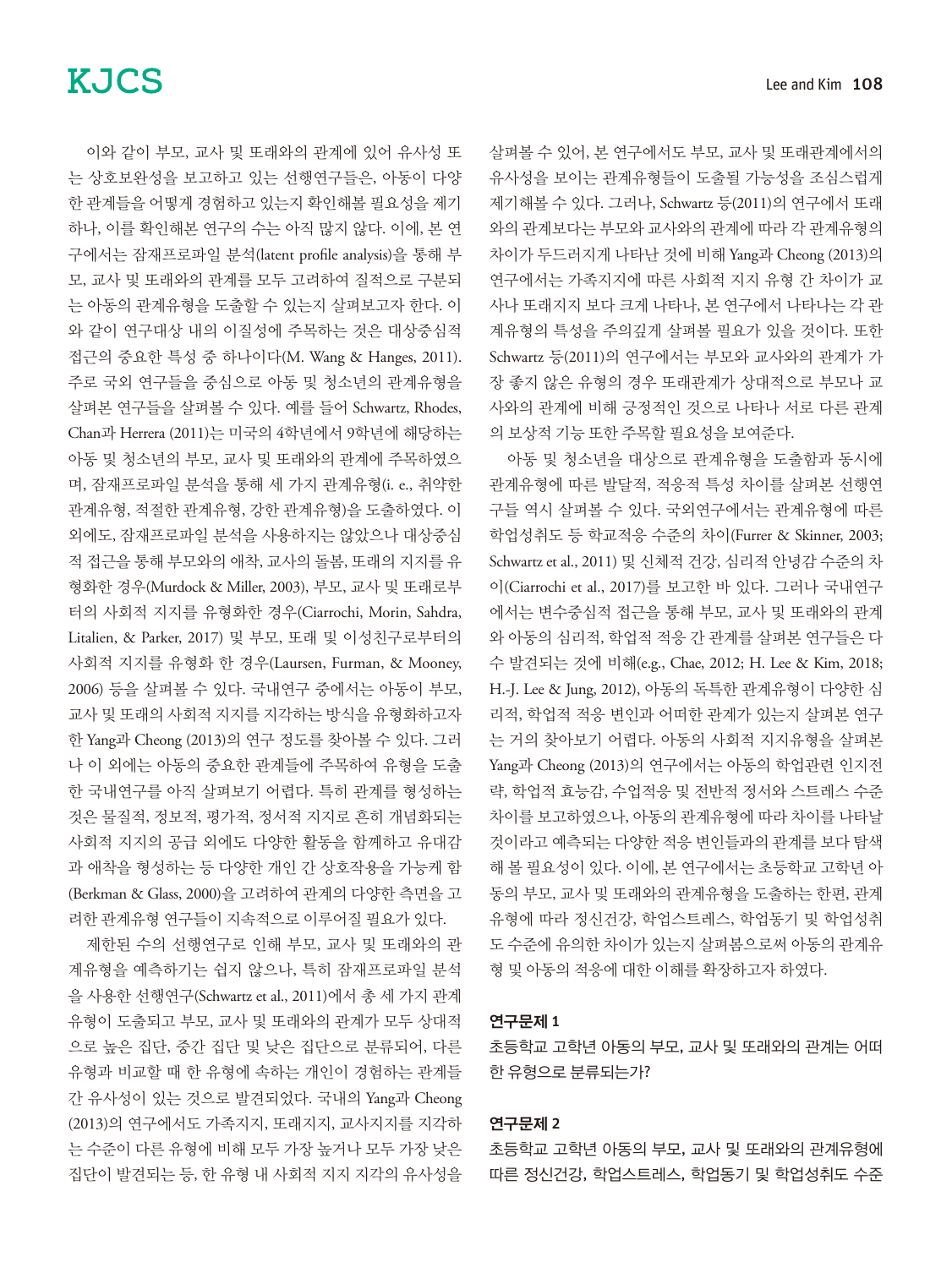이와 같이 부모, 교사 및 또래와의 관계에 있어 유사성 또는 상호보완성을 보고하고 있는 선행연구들은, 아동이 다양한 관계들을 어떻게 경험하고 있는지 확인해볼 필요성을 제기하나, 이를 확인해본 연구의 수는 아직 많지 않다. 이에, 본 연구에서는 잠재프로파일 분석(latent profile analysis)을 통해 부모, 교사 및 또래와의 관계를 모두 고려하여 질적으로 구분되는 아동의 관계유형을 도출할 수 있는지 살펴보고자 한다. 이와 같이 연구대상 내의 이질성에 주목하는 것은 대상중심적 접근의 중요한 특성 중 하나이다(M. Wang & Hanges, 2011). 주로 국외 연구들을 중심으로 아동 및 청소년의 관계유형을 살펴본 연구들을 살펴볼 수 있다. 예를 들어 Schwartz, Rhodes, Chan과 Herrera (2011)는 미국의 4학년에서 9학년에 해당하는 아동 및 청소년의 부모, 교사 및 또래와의 관계에 주목하였으며, 잠재프로파일 분석을 통해 세 가지 관계유형(i. e., 취약한 관계유형, 적절한 관계유형, 강한 관계유형)을 도출하였다. 이 외에도, 잠재프로파일 분석을 사용하지는 않았으나 대상중심적 접근을 통해 부모와의 애착, 교사의 돌봄, 또래의 지지를 유형화한 경우(Murdock & Miller, 2003), 부모, 교사 및 또래로부터의 사회적 지지를 유형화한 경우(Ciarrochi, Morin, Sahdra, Litalien, & Parker, 2017) 및 부모, 또래 및 이성친구로부터의 사회적 지지를 유형화 한 경우(Laursen, Furman, & Mooney, 2006) 등을 살펴볼 수 있다. 국내연구 중에서는 아동이 부모, 교사 및 또래의 사회적 지지를 지각하는 방식을 유형화하고자 한 Yang과 Cheong (2013)의 연구 정도를 찾아볼 수 있다. 그러나 이 외에는 아동의 중요한 관계들에 주목하여 유형을 도출한 국내연구를 아직 살펴보기 어렵다. 특히 관계를 형성하는 것은 물질적, 정보적, 평가적, 정서적 지지로 흔히 개념화되는 사회적 지지의 공급 외에도 다양한 활동을 함께하고 유대감과 애착을 형성하는 등 다양한 개인 간 상호작용을 가능케 함(Berkman & Glass, 2000)을 고려하여 관계의 다양한 측면을 고려한 관계유형 연구들이 지속적으로 이루어질 필요가 있다.

제한된 수의 선행연구로 인해 부모, 교사 및 또래와의 관계유형을 예측하기는 쉽지 않으나, 특히 잠재프로파일 분석을 사용한 선행연구(Schwartz et al., 2011)에서 총 세 가지 관계유형이 도출되고 부모, 교사 및 또래와의 관계가 모두 상대적으로 높은 집단, 중간 집단 및 낮은 집단으로 분류되어, 다른 유형과 비교할 때 한 유형에 속하는 개인이 경험하는 관계들 간 유사성이 있는 것으로 발견되었다. 국내의 Yang과 Cheong (2013)의 연구에서도 가족지지, 또래지지, 교사지지를 지각하는 수준이 다른 유형에 비해 모두 가장 높거나 모두 가장 낮은 집단이 발견되는 등, 한 유형 내 사회적 지지 지각의 유사성을 살펴볼 수 있어, 본 연구에서도 부모, 교사 및 또래관계에서의 유사성을 보이는 관계유형들이 도출될 가능성을 조심스럽게 제기해볼 수 있다. 그러나, Schwartz 등(2011)의 연구에서 또래와의 관계보다는 부모와 교사와의 관계에 따라 각 관계유형의 차이가 두드러지게 나타난 것에 비해 Yang과 Cheong (2013)의 연구에서는 가족지지에 따른 사회적 지지 유형 간 차이가 교사나 또래지지 보다 크게 나타나, 본 연구에서 나타나는 각 관계유형의 특성을 주의깊게 살펴볼 필요가 있을 것이다. 또한 Schwartz 등(2011)의 연구에서는 부모와 교사와의 관계가 가장 좋지 않은 유형의 경우 또래관계가 상대적으로 부모나 교사와의 관계에 비해 긍정적인 것으로 나타나 서로 다른 관계의 보상적 기능 또한 주목할 필요성을 보여준다.

아동 및 청소년을 대상으로 관계유형을 도출함과 동시에 관계유형에 따른 발달적, 적응적 특성 차이를 살펴본 선행연구들 역시 살펴볼 수 있다. 국외연구에서는 관계유형에 따른 학업성취도 등 학교적응 수준의 차이(Furrer & Skinner, 2003; Schwartz et al., 2011) 및 신체적 건강, 심리적 안녕감 수준의 차이(Ciarrochi et al., 2017)를 보고한 바 있다. 그러나 국내연구에서는 변수중심적 접근을 통해 부모, 교사 및 또래와의 관계와 아동의 심리적, 학업적 적응 간 관계를 살펴본 연구들은 다수 발견되는 것에 비해(e.g., Chae, 2012; H. Lee & Kim, 2018; H.-J. Lee & Jung, 2012), 아동의 독특한 관계유형이 다양한 심리적, 학업적 적응 변인과 어떠한 관계가 있는지 살펴본 연구는 거의 찾아보기 어렵다. 아동의 사회적 지지유형을 살펴본 Yang과 Cheong (2013)의 연구에서는 아동의 학업관련 인지전략, 학업적 효능감, 수업적응 및 전반적 정서와 스트레스 수준 차이를 보고하였으나, 아동의 관계유형에 따라 차이를 나타날 것이라고 예측되는 다양한 적응 변인들과의 관계를 보다 탐색해 볼 필요성이 있다. 이에, 본 연구에서는 초등학교 고학년 아동의 부모, 교사 및 또래와의 관계유형을 도출하는 한편, 관계유형에 따라 정신건강, 학업스트레스, 학업동기 및 학업성취도 수준에 유의한 차이가 있는지 살펴봄으로써 아동의 관계유형 및 아동의 적응에 대한 이해를 확장하고자 하였다.

### 연구문제 1

초등학교 고학년 아동의 부모, 교사 및 또래와의 관계는 어떠한 유형으로 분류되는가?

### 연구문제 2

초등학교 고학년 아동의 부모, 교사 및 또래와의 관계유형에 따른 정신건강, 학업스트레스, 학업동기 및 학업성취도 수준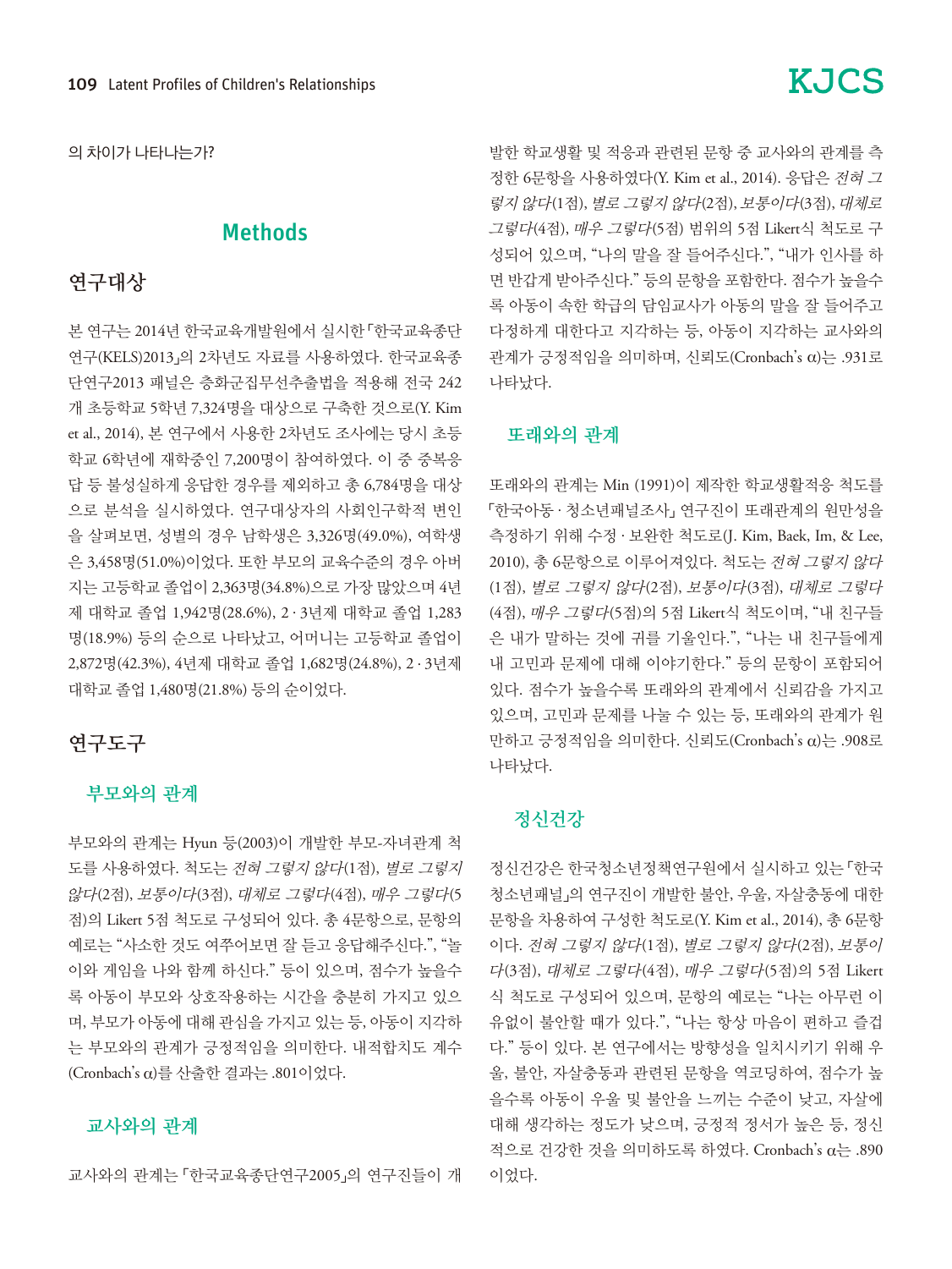의 차이가 나타나는가?

# Methods

## 연구대상

본 연구는 2014년 한국교육개발원에서 실시한「한국교육종단연구(KELS)2013」의 2차년도 자료를 사용하였다. 한국교육종단연구2013 패널은 층화군집무선추출법을 적용해 전국 242개 초등학교 5학년 7,324명을 대상으로 구축한 것으로(Y. Kim et al., 2014), 본 연구에서 사용한 2차년도 조사에는 당시 초등학교 6학년에 재학중인 7,200명이 참여하였다. 이 중 중복응답 등 불성실하게 응답한 경우를 제외하고 총 6,784명을 대상으로 분석을 실시하였다. 연구대상자의 사회인구학적 변인을 살펴보면, 성별의 경우 남학생은 3,326명(49.0%), 여학생은 3,458명(51.0%)이었다. 또한 부모의 교육수준의 경우 아버지는 고등학교 졸업이 2,363명(34.8%)으로 가장 많았으며 4년제 대학교 졸업 1,942명(28.6%), 2 · 3년제 대학교 졸업 1,283명(18.9%) 등의 순으로 나타났고, 어머니는 고등학교 졸업이 2,872명(42.3%), 4년제 대학교 졸업 1,682명(24.8%), 2 · 3년제 대학교 졸업 1,480명(21.8%) 등의 순이었다.

## 연구도구

### 부모와의 관계

부모와의 관계는 Hyun 등(2003)이 개발한 부모-자녀관계 척도를 사용하였다. 척도는 *전혀 그렇지 않다*(1점), *별로 그렇지 않다*(2점), *보통이다*(3점), *대체로 그렇다*(4점), *매우 그렇다*(5점)의 Likert 5점 척도로 구성되어 있다. 총 4문항으로, 문항의 예로는 "사소한 것도 여쭈어보면 잘 듣고 응답해주신다.", "놀이와 게임을 나와 함께 하신다." 등이 있으며, 점수가 높을수록 아동이 부모와 상호작용하는 시간을 충분히 가지고 있으며, 부모가 아동에 대해 관심을 가지고 있는 등, 아동이 지각하는 부모와의 관계가 긍정적임을 의미한다. 내적합치도 계수(Cronbach's α)를 산출한 결과는 .801이었다.

### 교사와의 관계

교사와의 관계는「한국교육종단연구2005」의 연구진들이 개발한 학교생활 및 적응과 관련된 문항 중 교사와의 관계를 측정한 6문항을 사용하였다(Y. Kim et al., 2014). 응답은 *전혀 그렇지 않다*(1점), *별로 그렇지 않다*(2점), *보통이다*(3점), *대체로 그렇다*(4점), *매우 그렇다*(5점) 범위의 5점 Likert식 척도로 구성되어 있으며, "나의 말을 잘 들어주신다.", "내가 인사를 하면 반갑게 받아주신다." 등의 문항을 포함한다. 점수가 높을수록 아동이 속한 학급의 담임교사가 아동의 말을 잘 들어주고 다정하게 대한다고 지각하는 등, 아동이 지각하는 교사와의 관계가 긍정적임을 의미하며, 신뢰도(Cronbach's α)는 .931로 나타났다.

### 또래와의 관계

또래와의 관계는 Min (1991)이 제작한 학교생활적응 척도를「한국아동 · 청소년패널조사」연구진이 또래관계의 원만성을 측정하기 위해 수정 · 보완한 척도로(J. Kim, Baek, Im, & Lee, 2010), 총 6문항으로 이루어져있다. 척도는 *전혀 그렇지 않다*(1점), *별로 그렇지 않다*(2점), *보통이다*(3점), *대체로 그렇다*(4점), *매우 그렇다*(5점)의 5점 Likert식 척도이며, "내 친구들은 내가 말하는 것에 귀를 기울인다.", "나는 내 친구들에게 내 고민과 문제에 대해 이야기한다." 등의 문항이 포함되어 있다. 점수가 높을수록 또래와의 관계에서 신뢰감을 가지고 있으며, 고민과 문제를 나눌 수 있는 등, 또래와의 관계가 원만하고 긍정적임을 의미한다. 신뢰도(Cronbach's α)는 .908로 나타났다.

### 정신건강

정신건강은 한국청소년정책연구원에서 실시하고 있는「한국청소년패널」의 연구진이 개발한 불안, 우울, 자살충동에 대한 문항을 차용하여 구성한 척도로(Y. Kim et al., 2014), 총 6문항이다. *전혀 그렇지 않다*(1점), *별로 그렇지 않다*(2점), *보통이다*(3점), *대체로 그렇다*(4점), *매우 그렇다*(5점)의 5점 Likert식 척도로 구성되어 있으며, 문항의 예로는 "나는 아무런 이유없이 불안할 때가 있다.", "나는 항상 마음이 편하고 즐겁다." 등이 있다. 본 연구에서는 방향성을 일치시키기 위해 우울, 불안, 자살충동과 관련된 문항을 역코딩하여, 점수가 높을수록 아동이 우울 및 불안을 느끼는 수준이 낮고, 자살에 대해 생각하는 정도가 낮으며, 긍정적 정서가 높은 등, 정신적으로 건강한 것을 의미하도록 하였다. Cronbach's α는 .890이었다.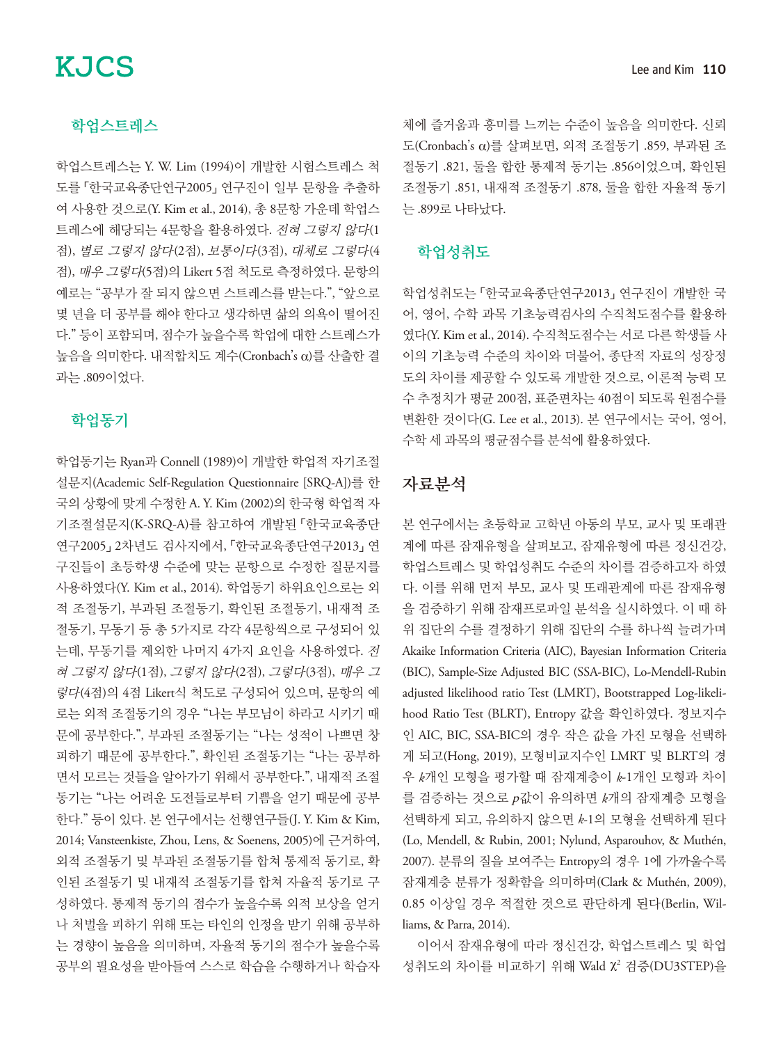### 학업스트레스

학업스트레스는 Y. W. Lim (1994)이 개발한 시험스트레스 척도를 「한국교육종단연구2005」 연구진이 일부 문항을 추출하여 사용한 것으로(Y. Kim et al., 2014), 총 8문항 가운데 학업스트레스에 해당되는 4문항을 활용하였다. *전혀 그렇지 않다*(1점), *별로 그렇지 않다*(2점), *보통이다*(3점), *대체로 그렇다*(4점), *매우 그렇다*(5점)의 Likert 5점 척도로 측정하였다. 문항의 예로는 "공부가 잘 되지 않으면 스트레스를 받는다.", "앞으로 몇 년을 더 공부를 해야 한다고 생각하면 삶의 의욕이 떨어진다." 등이 포함되며, 점수가 높을수록 학업에 대한 스트레스가 높음을 의미한다. 내적합치도 계수(Cronbach's α)를 산출한 결과는 .809이었다.

### 학업동기

학업동기는 Ryan과 Connell (1989)이 개발한 학업적 자기조절 설문지(Academic Self-Regulation Questionnaire [SRQ-A])를 한국의 상황에 맞게 수정한 A. Y. Kim (2002)의 한국형 학업적 자기조절설문지(K-SRQ-A)를 참고하여 개발된 「한국교육종단연구2005」 2차년도 검사지에서, 「한국교육종단연구2013」 연구진들이 초등학생 수준에 맞는 문항으로 수정한 질문지를 사용하였다(Y. Kim et al., 2014). 학업동기 하위요인으로는 외적 조절동기, 부과된 조절동기, 확인된 조절동기, 내재적 조절동기, 무동기 등 총 5가지로 각각 4문항씩으로 구성되어 있는데, 무동기를 제외한 나머지 4가지 요인을 사용하였다. *전혀 그렇지 않다*(1점), *그렇지 않다*(2점), *그렇다*(3점), *매우 그렇다*(4점)의 4점 Likert식 척도로 구성되어 있으며, 문항의 예로는 외적 조절동기의 경우 "나는 부모님이 하라고 시키기 때문에 공부한다.", 부과된 조절동기는 "나는 성적이 나쁘면 창피하기 때문에 공부한다.", 확인된 조절동기는 "나는 공부하면서 모르는 것들을 알아가기 위해서 공부한다.", 내재적 조절동기는 "나는 어려운 도전들로부터 기쁨을 얻기 때문에 공부한다." 등이 있다. 본 연구에서는 선행연구들(J. Y. Kim & Kim, 2014; Vansteenkiste, Zhou, Lens, & Soenens, 2005)에 근거하여, 외적 조절동기 및 부과된 조절동기를 합쳐 통제적 동기로, 확인된 조절동기 및 내재적 조절동기를 합쳐 자율적 동기로 구성하였다. 통제적 동기의 점수가 높을수록 외적 보상을 얻거나 처벌을 피하기 위해 또는 타인의 인정을 받기 위해 공부하는 경향이 높음을 의미하며, 자율적 동기의 점수가 높을수록 공부의 필요성을 받아들여 스스로 학습을 수행하거나 학습자체에 즐거움과 흥미를 느끼는 수준이 높음을 의미한다. 신뢰도(Cronbach's α)를 살펴보면, 외적 조절동기 .859, 부과된 조절동기 .821, 둘을 합한 통제적 동기는 .856이었으며, 확인된 조절동기 .851, 내재적 조절동기 .878, 둘을 합한 자율적 동기는 .899로 나타났다.

### 학업성취도

학업성취도는 「한국교육종단연구2013」 연구진이 개발한 국어, 영어, 수학 과목 기초능력검사의 수직척도점수를 활용하였다(Y. Kim et al., 2014). 수직척도점수는 서로 다른 학생들 사이의 기초능력 수준의 차이와 더불어, 종단적 자료의 성장정도의 차이를 제공할 수 있도록 개발한 것으로, 이론적 능력 모수 추정치가 평균 200점, 표준편차는 40점이 되도록 원점수를 변환한 것이다(G. Lee et al., 2013). 본 연구에서는 국어, 영어, 수학 세 과목의 평균점수를 분석에 활용하였다.

## 자료분석

본 연구에서는 초등학교 고학년 아동의 부모, 교사 및 또래관계에 따른 잠재유형을 살펴보고, 잠재유형에 따른 정신건강, 학업스트레스 및 학업성취도 수준의 차이를 검증하고자 하였다. 이를 위해 먼저 부모, 교사 및 또래관계에 따른 잠재유형을 검증하기 위해 잠재프로파일 분석을 실시하였다. 이 때 하위 집단의 수를 결정하기 위해 집단의 수를 하나씩 늘려가며 Akaike Information Criteria (AIC), Bayesian Information Criteria (BIC), Sample-Size Adjusted BIC (SSA-BIC), Lo-Mendell-Rubin adjusted likelihood ratio Test (LMRT), Bootstrapped Log-likelihood Ratio Test (BLRT), Entropy 값을 확인하였다. 정보지수인 AIC, BIC, SSA-BIC의 경우 작은 값을 가진 모형을 선택하게 되고(Hong, 2019), 모형비교지수인 LMRT 및 BLRT의 경우 $k$개인 모형을 평가할 때 잠재계층이 $k$-1개인 모형과 차이를 검증하는 것으로 $p$값이 유의하면 $k$개의 잠재계층 모형을 선택하게 되고, 유의하지 않으면 $k$-1의 모형을 선택하게 된다(Lo, Mendell, & Rubin, 2001; Nylund, Asparouhov, & Muthén, 2007). 분류의 질을 보여주는 Entropy의 경우 1에 가까울수록 잠재계층 분류가 정확함을 의미하며(Clark & Muthén, 2009), 0.85 이상일 경우 적절한 것으로 판단하게 된다(Berlin, Williams, & Parra, 2014).

이어서 잠재유형에 따라 정신건강, 학업스트레스 및 학업성취도의 차이를 비교하기 위해 Wald $\chi^2$ 검증(DU3STEP)을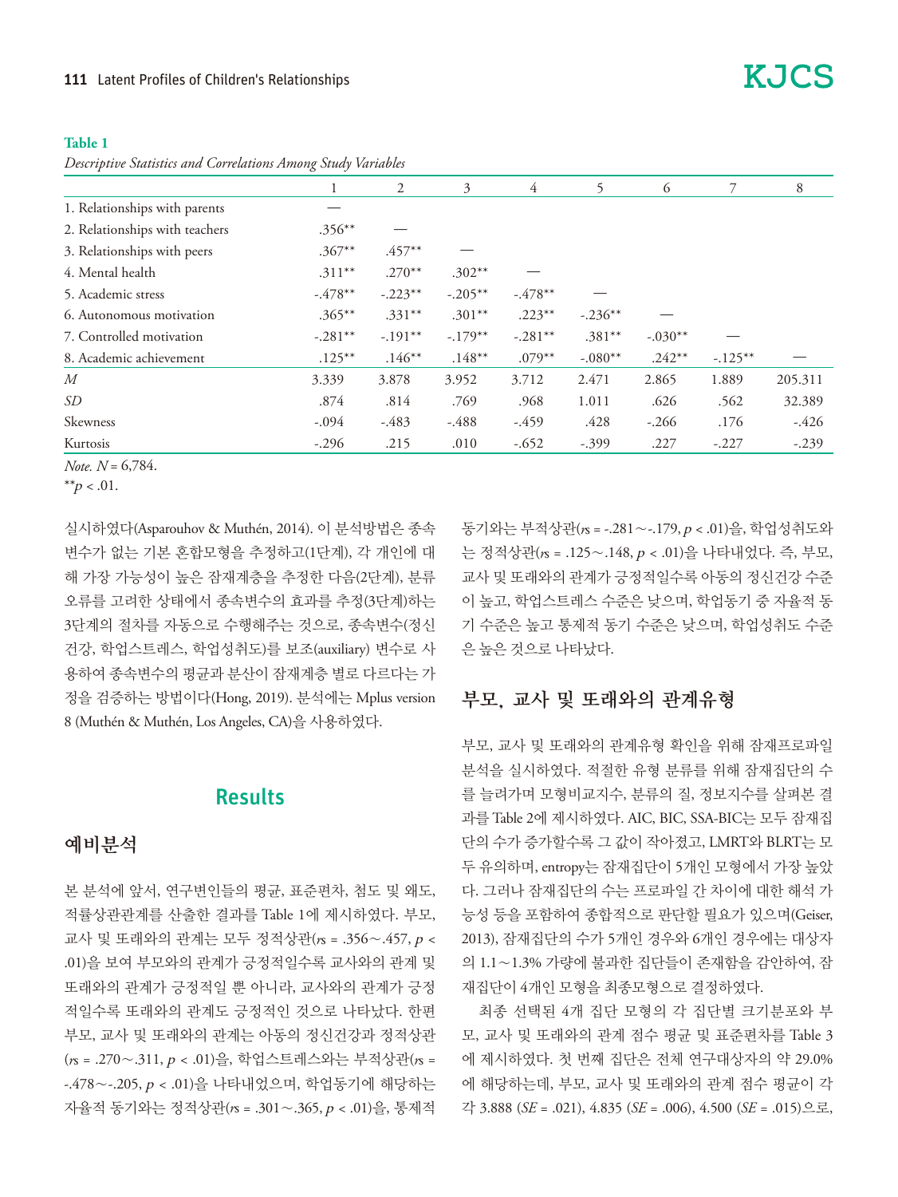**Table 1**

*Descriptive Statistics and Correlations Among Study Variables*

| | 1 | 2 | 3 | 4 | 5 | 6 | 7 | 8 |
|---|---|---|---|---|---|---|---|---|
| 1. Relationships with parents | — | | | | | | | |
| 2. Relationships with teachers | .356** | — | | | | | | |
| 3. Relationships with peers | .367** | .457** | — | | | | | |
| 4. Mental health | .311** | .270** | .302** | — | | | | |
| 5. Academic stress | -.478** | -.223** | -.205** | -.478** | — | | | |
| 6. Autonomous motivation | .365** | .331** | .301** | .223** | -.236** | — | | |
| 7. Controlled motivation | -.281** | -.191** | -.179** | -.281** | .381** | -.030** | — | |
| 8. Academic achievement | .125** | .146** | .148** | .079** | -.080** | .242** | -.125** | — |
| *M* | 3.339 | 3.878 | 3.952 | 3.712 | 2.471 | 2.865 | 1.889 | 205.311 |
| *SD* | .874 | .814 | .769 | .968 | 1.011 | .626 | .562 | 32.389 |
| Skewness | -.094 | -.483 | -.488 | -.459 | .428 | -.266 | .176 | -.426 |
| Kurtosis | -.296 | .215 | .010 | -.652 | -.399 | .227 | -.227 | -.239 |

*Note.* $N$ = 6,784.
$^{**}p < .01$.

실시하였다(Asparouhov & Muthén, 2014). 이 분석방법은 종속변수가 없는 기본 혼합모형을 추정하고(1단계), 각 개인에 대해 가장 가능성이 높은 잠재계층을 추정한 다음(2단계), 분류오류를 고려한 상태에서 종속변수의 효과를 추정(3단계)하는 3단계의 절차를 자동으로 수행해주는 것으로, 종속변수(정신건강, 학업스트레스, 학업성취도)를 보조(auxiliary) 변수로 사용하여 종속변수의 평균과 분산이 잠재계층 별로 다르다는 가정을 검증하는 방법이다(Hong, 2019). 분석에는 Mplus version 8 (Muthén & Muthén, Los Angeles, CA)을 사용하였다.

## Results

### 예비분석

본 분석에 앞서, 연구변인들의 평균, 표준편차, 첨도 및 왜도, 적률상관관계를 산출한 결과를 Table 1에 제시하였다. 부모, 교사 및 또래와의 관계는 모두 정적상관($rs$ = .356∼.457, $p$ < .01)을 보여 부모와의 관계가 긍정적일수록 교사와의 관계 및 또래와의 관계가 긍정적일 뿐 아니라, 교사와의 관계가 긍정적일수록 또래와의 관계도 긍정적인 것으로 나타났다. 한편 부모, 교사 및 또래와의 관계는 아동의 정신건강과 정적상관($rs$ = .270∼.311, $p$ < .01)을, 학업스트레스와는 부적상관($rs$ = -.478∼-.205, $p$ < .01)을 나타내었으며, 학업동기에 해당하는 자율적 동기와는 정적상관($rs$ = .301∼.365, $p$ < .01)을, 통제적 동기와는 부적상관($rs$ = -.281∼-.179, $p$ < .01)을, 학업성취도와는 정적상관($rs$ = .125∼.148, $p$ < .01)을 나타내었다. 즉, 부모, 교사 및 또래와의 관계가 긍정적일수록 아동의 정신건강 수준이 높고, 학업스트레스 수준은 낮으며, 학업동기 중 자율적 동기 수준은 높고 통제적 동기 수준은 낮으며, 학업성취도 수준은 높은 것으로 나타났다.

### 부모, 교사 및 또래와의 관계유형

부모, 교사 및 또래와의 관계유형 확인을 위해 잠재프로파일 분석을 실시하였다. 적절한 유형 분류를 위해 잠재집단의 수를 늘려가며 모형비교지수, 분류의 질, 정보지수를 살펴본 결과를 Table 2에 제시하였다. AIC, BIC, SSA-BIC는 모두 잠재집단의 수가 증가할수록 그 값이 작아졌고, LMRT와 BLRT는 모두 유의하며, entropy는 잠재집단이 5개인 모형에서 가장 높았다. 그러나 잠재집단의 수는 프로파일 간 차이에 대한 해석 가능성 등을 포함하여 종합적으로 판단할 필요가 있으며(Geiser, 2013), 잠재집단의 수가 5개인 경우와 6개인 경우에는 대상자의 1.1∼1.3% 가량에 불과한 집단들이 존재함을 감안하여, 잠재집단이 4개인 모형을 최종모형으로 결정하였다.

최종 선택된 4개 집단 모형의 각 집단별 크기분포와 부모, 교사 및 또래와의 관계 점수 평균 및 표준편차를 Table 3에 제시하였다. 첫 번째 집단은 전체 연구대상자의 약 29.0%에 해당하는데, 부모, 교사 및 또래와의 관계 점수 평균이 각각 3.888 ($SE$ = .021), 4.835 ($SE$ = .006), 4.500 ($SE$ = .015)으로,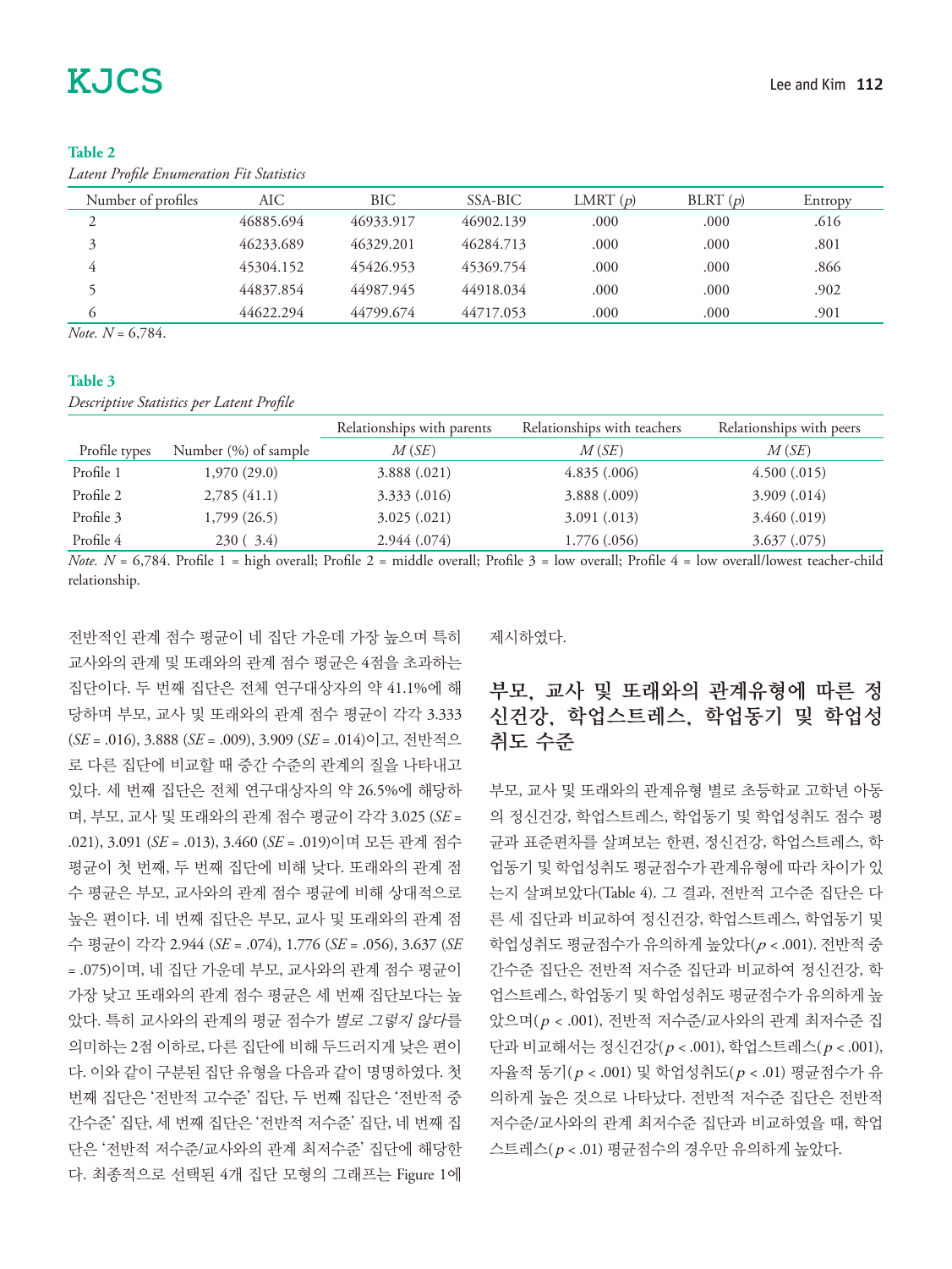**Table 2**

*Latent Profile Enumeration Fit Statistics*

| Number of profiles | AIC | BIC | SSA-BIC | LMRT (*p*) | BLRT (*p*) | Entropy |
|---|---|---|---|---|---|---|
| 2 | 46885.694 | 46933.917 | 46902.139 | .000 | .000 | .616 |
| 3 | 46233.689 | 46329.201 | 46284.713 | .000 | .000 | .801 |
| 4 | 45304.152 | 45426.953 | 45369.754 | .000 | .000 | .866 |
| 5 | 44837.854 | 44987.945 | 44918.034 | .000 | .000 | .902 |
| 6 | 44622.294 | 44799.674 | 44717.053 | .000 | .000 | .901 |

*Note.* $N$ = 6,784.

**Table 3**

*Descriptive Statistics per Latent Profile*

| | | Relationships with parents | Relationships with teachers | Relationships with peers |
|---|---|---|---|---|
| Profile types | Number (%) of sample | *M* (*SE*) | *M* (*SE*) | *M* (*SE*) |
| Profile 1 | 1,970 (29.0) | 3.888 (.021) | 4.835 (.006) | 4.500 (.015) |
| Profile 2 | 2,785 (41.1) | 3.333 (.016) | 3.888 (.009) | 3.909 (.014) |
| Profile 3 | 1,799 (26.5) | 3.025 (.021) | 3.091 (.013) | 3.460 (.019) |
| Profile 4 | 230 ( 3.4) | 2.944 (.074) | 1.776 (.056) | 3.637 (.075) |

*Note.* $N$ = 6,784. Profile 1 = high overall; Profile 2 = middle overall; Profile 3 = low overall; Profile 4 = low overall/lowest teacher-child relationship.

전반적인 관계 점수 평균이 네 집단 가운데 가장 높으며 특히 교사와의 관계 및 또래와의 관계 점수 평균은 4점을 초과하는 집단이다. 두 번째 집단은 전체 연구대상자의 약 41.1%에 해당하며 부모, 교사 및 또래와의 관계 점수 평균이 각각 3.333 ($SE$ = .016), 3.888 ($SE$ = .009), 3.909 ($SE$ = .014)이고, 전반적으로 다른 집단에 비교할 때 중간 수준의 관계의 질을 나타내고 있다. 세 번째 집단은 전체 연구대상자의 약 26.5%에 해당하며, 부모, 교사 및 또래와의 관계 점수 평균이 각각 3.025 ($SE$ = .021), 3.091 ($SE$ = .013), 3.460 ($SE$ = .019)이며 모든 관계 점수 평균이 첫 번째, 두 번째 집단에 비해 낮다. 또래와의 관계 점수 평균은 부모, 교사와의 관계 점수 평균에 비해 상대적으로 높은 편이다. 네 번째 집단은 부모, 교사 및 또래와의 관계 점수 평균이 각각 2.944 ($SE$ = .074), 1.776 ($SE$ = .056), 3.637 ($SE$ = .075)이며, 네 집단 가운데 부모, 교사와의 관계 점수 평균이 가장 낮고 또래와의 관계 점수 평균은 세 번째 집단보다는 높았다. 특히 교사와의 관계의 평균 점수가 *별로 그렇지 않다*를 의미하는 2점 이하로, 다른 집단에 비해 두드러지게 낮은 편이다. 이와 같이 구분된 집단 유형을 다음과 같이 명명하였다. 첫 번째 집단은 '전반적 고수준' 집단, 두 번째 집단은 '전반적 중간수준' 집단, 세 번째 집단은 '전반적 저수준' 집단, 네 번째 집단은 '전반적 저수준/교사와의 관계 최저수준' 집단에 해당한다. 최종적으로 선택된 4개 집단 모형의 그래프는 Figure 1에 제시하였다.

## 부모, 교사 및 또래와의 관계유형에 따른 정신건강, 학업스트레스, 학업동기 및 학업성취도 수준

부모, 교사 및 또래와의 관계유형 별로 초등학교 고학년 아동의 정신건강, 학업스트레스, 학업동기 및 학업성취도 점수 평균과 표준편차를 살펴보는 한편, 정신건강, 학업스트레스, 학업동기 및 학업성취도 평균점수가 관계유형에 따라 차이가 있는지 살펴보았다(Table 4). 그 결과, 전반적 고수준 집단은 다른 세 집단과 비교하여 정신건강, 학업스트레스, 학업동기 및 학업성취도 평균점수가 유의하게 높았다($p$ < .001). 전반적 중간수준 집단은 전반적 저수준 집단과 비교하여 정신건강, 학업스트레스, 학업동기 및 학업성취도 평균점수가 유의하게 높았으며($p$ < .001), 전반적 저수준/교사와의 관계 최저수준 집단과 비교해서는 정신건강($p$ < .001), 학업스트레스($p$ < .001), 자율적 동기($p$ < .001) 및 학업성취도($p$ < .01) 평균점수가 유의하게 높은 것으로 나타났다. 전반적 저수준 집단은 전반적 저수준/교사와의 관계 최저수준 집단과 비교하였을 때, 학업스트레스($p$ < .01) 평균점수의 경우만 유의하게 높았다.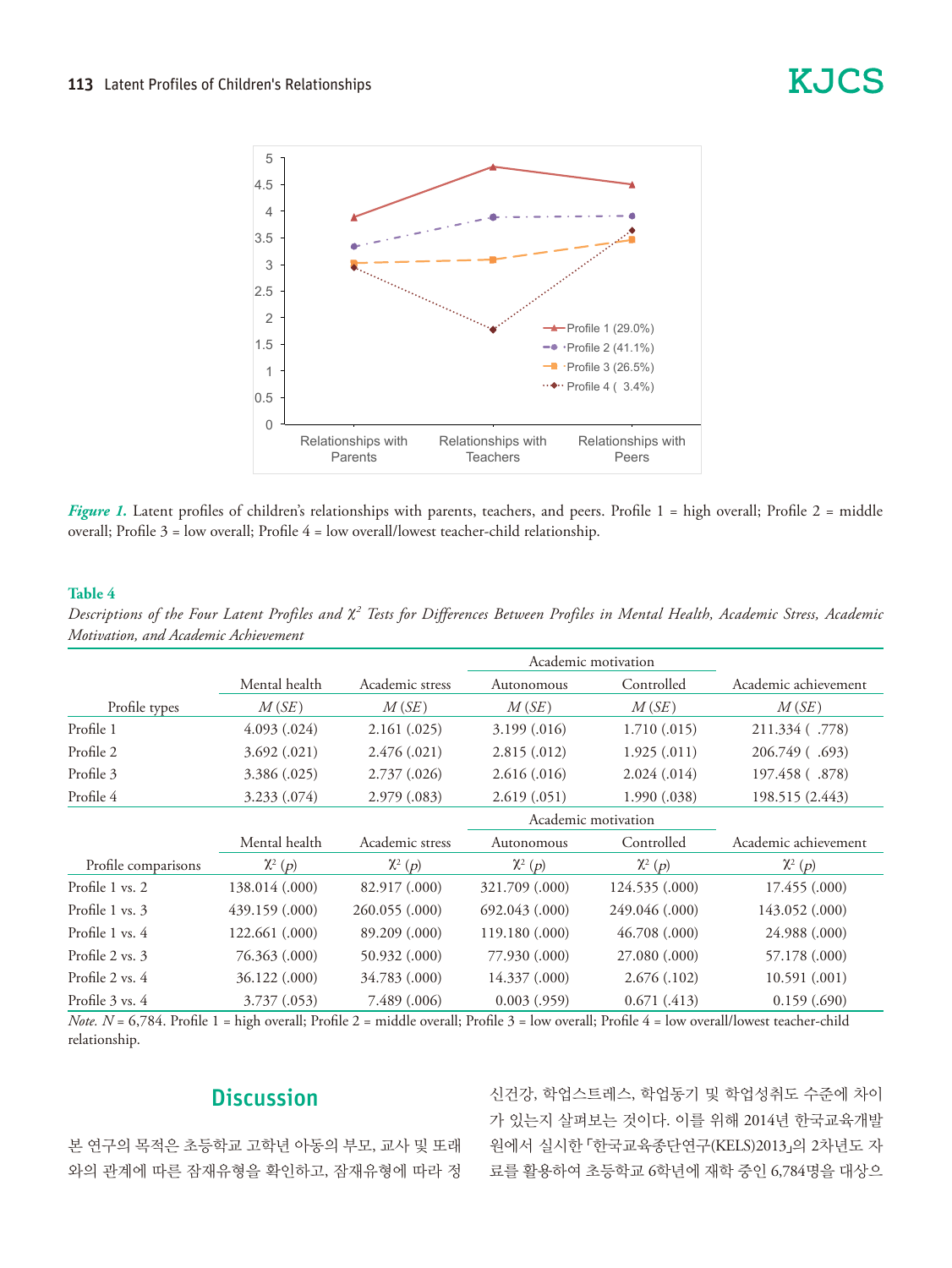*Figure 1.* Latent profiles of children's relationships with parents, teachers, and peers. Profile 1 = high overall; Profile 2 = middle overall; Profile 3 = low overall; Profile 4 = low overall/lowest teacher-child relationship.

**Table 4**

*Descriptions of the Four Latent Profiles and $\chi^2$ Tests for Differences Between Profiles in Mental Health, Academic Stress, Academic Motivation, and Academic Achievement*

| | Mental health | Academic stress | Academic motivation | | Academic achievement |
|---|---|---|---|---|---|
| | | | Autonomous | Controlled | |
| Profile types | *M* (*SE*) | *M* (*SE*) | *M* (*SE*) | *M* (*SE*) | *M* (*SE*) |
| Profile 1 | 4.093 (.024) | 2.161 (.025) | 3.199 (.016) | 1.710 (.015) | 211.334 ( .778) |
| Profile 2 | 3.692 (.021) | 2.476 (.021) | 2.815 (.012) | 1.925 (.011) | 206.749 ( .693) |
| Profile 3 | 3.386 (.025) | 2.737 (.026) | 2.616 (.016) | 2.024 (.014) | 197.458 ( .878) |
| Profile 4 | 3.233 (.074) | 2.979 (.083) | 2.619 (.051) | 1.990 (.038) | 198.515 (2.443) |
| Profile comparisons | $\chi^2$ (*p*) | $\chi^2$ (*p*) | $\chi^2$ (*p*) | $\chi^2$ (*p*) | $\chi^2$ (*p*) |
| Profile 1 vs. 2 | 138.014 (.000) | 82.917 (.000) | 321.709 (.000) | 124.535 (.000) | 17.455 (.000) |
| Profile 1 vs. 3 | 439.159 (.000) | 260.055 (.000) | 692.043 (.000) | 249.046 (.000) | 143.052 (.000) |
| Profile 1 vs. 4 | 122.661 (.000) | 89.209 (.000) | 119.180 (.000) | 46.708 (.000) | 24.988 (.000) |
| Profile 2 vs. 3 | 76.363 (.000) | 50.932 (.000) | 77.930 (.000) | 27.080 (.000) | 57.178 (.000) |
| Profile 2 vs. 4 | 36.122 (.000) | 34.783 (.000) | 14.337 (.000) | 2.676 (.102) | 10.591 (.001) |
| Profile 3 vs. 4 | 3.737 (.053) | 7.489 (.006) | 0.003 (.959) | 0.671 (.413) | 0.159 (.690) |

*Note. N* = 6,784. Profile 1 = high overall; Profile 2 = middle overall; Profile 3 = low overall; Profile 4 = low overall/lowest teacher-child relationship.

## Discussion

본 연구의 목적은 초등학교 고학년 아동의 부모, 교사 및 또래와의 관계에 따른 잠재유형을 확인하고, 잠재유형에 따라 정신건강, 학업스트레스, 학업동기 및 학업성취도 수준에 차이가 있는지 살펴보는 것이다. 이를 위해 2014년 한국교육개발원에서 실시한 「한국교육종단연구(KELS)2013」의 2차년도 자료를 활용하여 초등학교 6학년에 재학 중인 6,784명을 대상으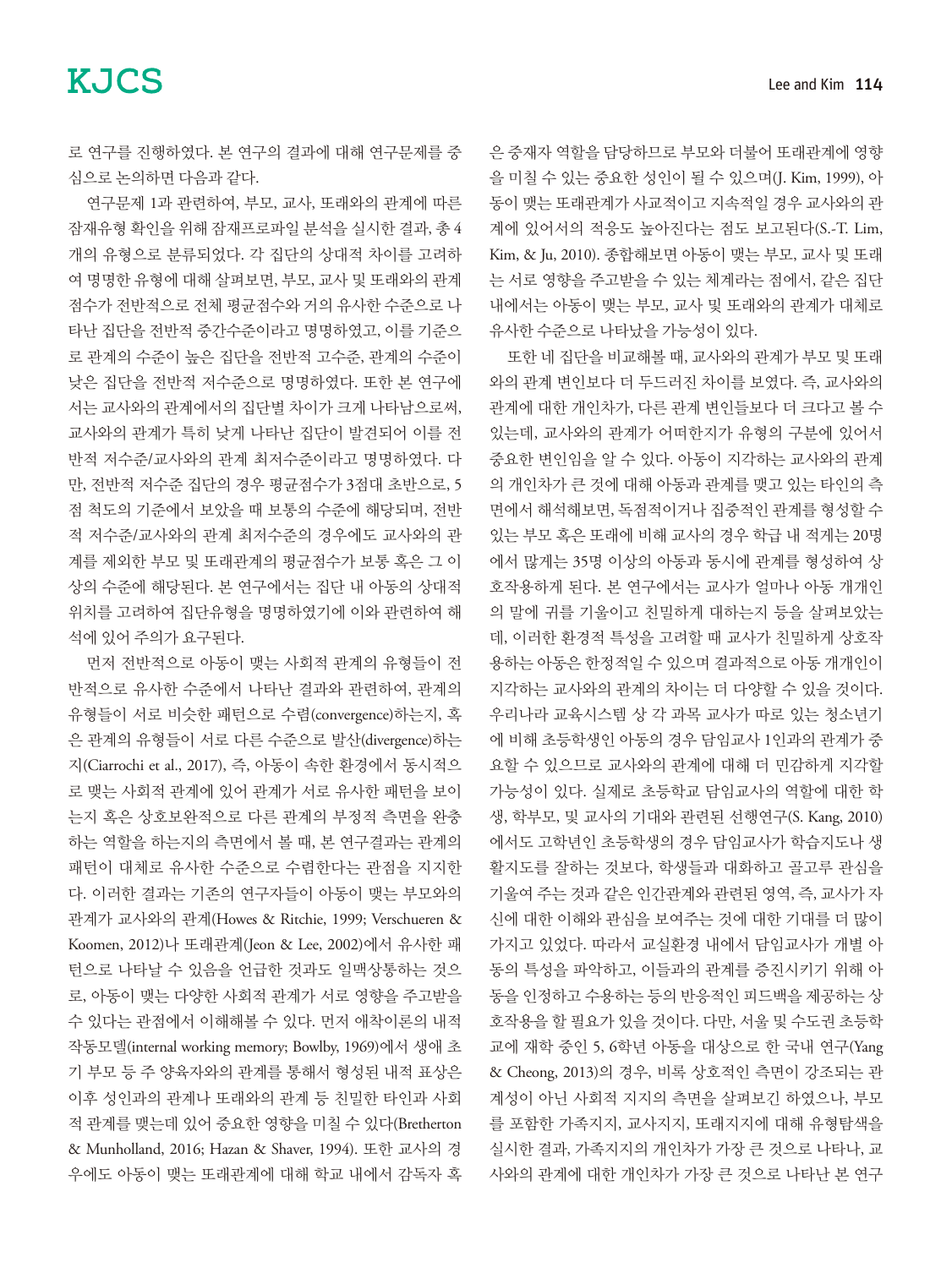로 연구를 진행하였다. 본 연구의 결과에 대해 연구문제를 중심으로 논의하면 다음과 같다.

연구문제 1과 관련하여, 부모, 교사, 또래와의 관계에 따른 잠재유형 확인을 위해 잠재프로파일 분석을 실시한 결과, 총 4개의 유형으로 분류되었다. 각 집단의 상대적 차이를 고려하여 명명한 유형에 대해 살펴보면, 부모, 교사 및 또래와의 관계 점수가 전반적으로 전체 평균점수와 거의 유사한 수준으로 나타난 집단을 전반적 중간수준이라고 명명하였고, 이를 기준으로 관계의 수준이 높은 집단을 전반적 고수준, 관계의 수준이 낮은 집단을 전반적 저수준으로 명명하였다. 또한 본 연구에서는 교사와의 관계에서의 집단별 차이가 크게 나타남으로써, 교사와의 관계가 특히 낮게 나타난 집단이 발견되어 이를 전반적 저수준/교사와의 관계 최저수준이라고 명명하였다. 다만, 전반적 저수준 집단의 경우 평균점수가 3점대 초반으로, 5점 척도의 기준에서 보았을 때 보통의 수준에 해당되며, 전반적 저수준/교사와의 관계 최저수준의 경우에도 교사와의 관계를 제외한 부모 및 또래관계의 평균점수가 보통 혹은 그 이상의 수준에 해당된다. 본 연구에서는 집단 내 아동의 상대적 위치를 고려하여 집단유형을 명명하였기에 이와 관련하여 해석에 있어 주의가 요구된다.

먼저 전반적으로 아동이 맺는 사회적 관계의 유형들이 전반적으로 유사한 수준에서 나타난 결과와 관련하여, 관계의 유형들이 서로 비슷한 패턴으로 수렴(convergence)하는지, 혹은 관계의 유형들이 서로 다른 수준으로 발산(divergence)하는지(Ciarrochi et al., 2017), 즉, 아동이 속한 환경에서 동시적으로 맺는 사회적 관계에 있어 관계가 서로 유사한 패턴을 보이는지 혹은 상호보완적으로 다른 관계의 부정적 측면을 완충하는 역할을 하는지의 측면에서 볼 때, 본 연구결과는 관계의 패턴이 대체로 유사한 수준으로 수렴한다는 관점을 지지한다. 이러한 결과는 기존의 연구자들이 아동이 맺는 부모와의 관계가 교사와의 관계(Howes & Ritchie, 1999; Verschueren & Koomen, 2012)나 또래관계(Jeon & Lee, 2002)에서 유사한 패턴으로 나타날 수 있음을 언급한 것과도 일맥상통하는 것으로, 아동이 맺는 다양한 사회적 관계가 서로 영향을 주고받을 수 있다는 관점에서 이해해볼 수 있다. 먼저 애착이론의 내적작동모델(internal working memory; Bowlby, 1969)에서 생애 초기 부모 등 주 양육자와의 관계를 통해서 형성된 내적 표상은 이후 성인과의 관계나 또래와의 관계 등 친밀한 타인과 사회적 관계를 맺는데 있어 중요한 영향을 미칠 수 있다(Bretherton & Munholland, 2016; Hazan & Shaver, 1994). 또한 교사의 경우에도 아동이 맺는 또래관계에 대해 학교 내에서 감독자 혹은 중재자 역할을 담당하므로 부모와 더불어 또래관계에 영향을 미칠 수 있는 중요한 성인이 될 수 있으며(J. Kim, 1999), 아동이 맺는 또래관계가 사교적이고 지속적일 경우 교사와의 관계에 있어서의 적응도 높아진다는 점도 보고된다(S.-T. Lim, Kim, & Ju, 2010). 종합해보면 아동이 맺는 부모, 교사 및 또래는 서로 영향을 주고받을 수 있는 체계라는 점에서, 같은 집단 내에서는 아동이 맺는 부모, 교사 및 또래와의 관계가 대체로 유사한 수준으로 나타났을 가능성이 있다.

또한 네 집단을 비교해볼 때, 교사와의 관계가 부모 및 또래와의 관계 변인보다 더 두드러진 차이를 보였다. 즉, 교사와의 관계에 대한 개인차가, 다른 관계 변인들보다 더 크다고 볼 수 있는데, 교사와의 관계가 어떠한지가 유형의 구분에 있어서 중요한 변인임을 알 수 있다. 아동이 지각하는 교사와의 관계의 개인차가 큰 것에 대해 아동과 관계를 맺고 있는 타인의 측면에서 해석해보면, 독점적이거나 집중적인 관계를 형성할 수 있는 부모 혹은 또래에 비해 교사의 경우 학급 내 적게는 20명에서 많게는 35명 이상의 아동과 동시에 관계를 형성하여 상호작용하게 된다. 본 연구에서는 교사가 얼마나 아동 개개인의 말에 귀를 기울이고 친밀하게 대하는지 등을 살펴보았는데, 이러한 환경적 특성을 고려할 때 교사가 친밀하게 상호작용하는 아동은 한정적일 수 있으며 결과적으로 아동 개개인이 지각하는 교사와의 관계의 차이는 더 다양할 수 있을 것이다. 우리나라 교육시스템 상 각 과목 교사가 따로 있는 청소년기에 비해 초등학생인 아동의 경우 담임교사 1인과의 관계가 중요할 수 있으므로 교사와의 관계에 대해 더 민감하게 지각할 가능성이 있다. 실제로 초등학교 담임교사의 역할에 대한 학생, 학부모, 및 교사의 기대와 관련된 선행연구(S. Kang, 2010)에서도 고학년인 초등학생의 경우 담임교사가 학습지도나 생활지도를 잘하는 것보다, 학생들과 대화하고 골고루 관심을 기울여 주는 것과 같은 인간관계와 관련된 영역, 즉, 교사가 자신에 대한 이해와 관심을 보여주는 것에 대한 기대를 더 많이 가지고 있었다. 따라서 교실환경 내에서 담임교사가 개별 아동의 특성을 파악하고, 이들과의 관계를 증진시키기 위해 아동을 인정하고 수용하는 등의 반응적인 피드백을 제공하는 상호작용을 할 필요가 있을 것이다. 다만, 서울 및 수도권 초등학교에 재학 중인 5, 6학년 아동을 대상으로 한 국내 연구(Yang & Cheong, 2013)의 경우, 비록 상호적인 측면이 강조되는 관계성이 아닌 사회적 지지의 측면을 살펴보긴 하였으나, 부모를 포함한 가족지지, 교사지지, 또래지지에 대해 유형탐색을 실시한 결과, 가족지지의 개인차가 가장 큰 것으로 나타나, 교사와의 관계에 대한 개인차가 가장 큰 것으로 나타난 본 연구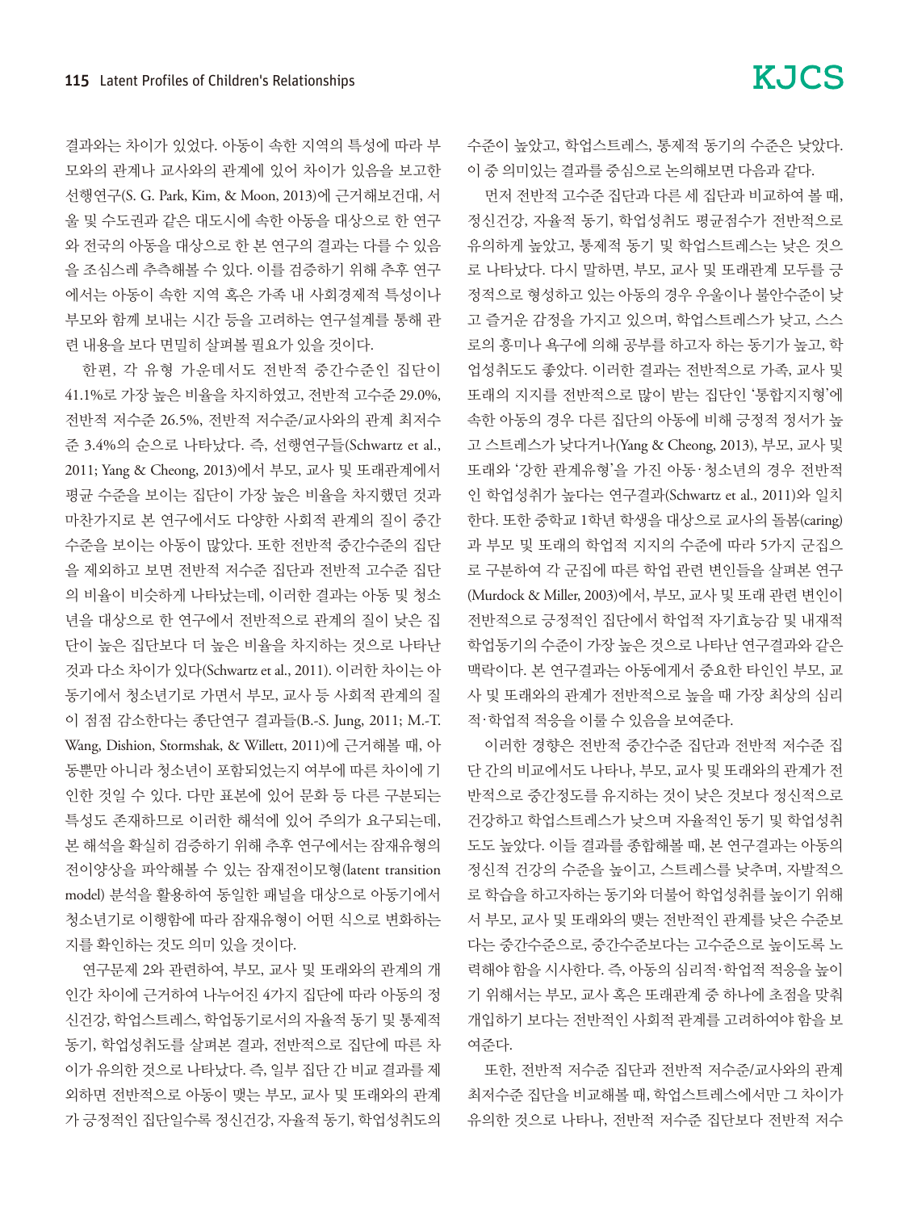결과와는 차이가 있었다. 아동이 속한 지역의 특성에 따라 부모와의 관계나 교사와의 관계에 있어 차이가 있음을 보고한 선행연구(S. G. Park, Kim, & Moon, 2013)에 근거해보건대, 서울 및 수도권과 같은 대도시에 속한 아동을 대상으로 한 연구와 전국의 아동을 대상으로 한 본 연구의 결과는 다를 수 있음을 조심스레 추측해볼 수 있다. 이를 검증하기 위해 추후 연구에서는 아동이 속한 지역 혹은 가족 내 사회경제적 특성이나 부모와 함께 보내는 시간 등을 고려하는 연구설계를 통해 관련 내용을 보다 면밀히 살펴볼 필요가 있을 것이다.

한편, 각 유형 가운데서도 전반적 중간수준인 집단이 41.1%로 가장 높은 비율을 차지하였고, 전반적 고수준 29.0%, 전반적 저수준 26.5%, 전반적 저수준/교사와의 관계 최저수준 3.4%의 순으로 나타났다. 즉, 선행연구들(Schwartz et al., 2011; Yang & Cheong, 2013)에서 부모, 교사 및 또래관계에서 평균 수준을 보이는 집단이 가장 높은 비율을 차지했던 것과 마찬가지로 본 연구에서도 다양한 사회적 관계의 질이 중간수준을 보이는 아동이 많았다. 또한 전반적 중간수준의 집단을 제외하고 보면 전반적 저수준 집단과 전반적 고수준 집단의 비율이 비슷하게 나타났는데, 이러한 결과는 아동 및 청소년을 대상으로 한 연구에서 전반적으로 관계의 질이 낮은 집단이 높은 집단보다 더 높은 비율을 차지하는 것으로 나타난 것과 다소 차이가 있다(Schwartz et al., 2011). 이러한 차이는 아동기에서 청소년기로 가면서 부모, 교사 등 사회적 관계의 질이 점점 감소한다는 종단연구 결과들(B.-S. Jung, 2011; M.-T. Wang, Dishion, Stormshak, & Willett, 2011)에 근거해볼 때, 아동뿐만 아니라 청소년이 포함되었는지 여부에 따른 차이에 기인한 것일 수 있다. 다만 표본에 있어 문화 등 다른 구분되는 특성도 존재하므로 이러한 해석에 있어 주의가 요구되는데, 본 해석을 확실히 검증하기 위해 추후 연구에서는 잠재유형의 전이양상을 파악해볼 수 있는 잠재전이모형(latent transition model) 분석을 활용하여 동일한 패널을 대상으로 아동기에서 청소년기로 이행함에 따라 잠재유형이 어떤 식으로 변화하는지를 확인하는 것도 의미 있을 것이다.

연구문제 2와 관련하여, 부모, 교사 및 또래와의 관계의 개인간 차이에 근거하여 나누어진 4가지 집단에 따라 아동의 정신건강, 학업스트레스, 학업동기로서의 자율적 동기 및 통제적 동기, 학업성취도를 살펴본 결과, 전반적으로 집단에 따른 차이가 유의한 것으로 나타났다. 즉, 일부 집단 간 비교 결과를 제외하면 전반적으로 아동이 맺는 부모, 교사 및 또래와의 관계가 긍정적인 집단일수록 정신건강, 자율적 동기, 학업성취도의 수준이 높았고, 학업스트레스, 통제적 동기의 수준은 낮았다. 이 중 의미있는 결과를 중심으로 논의해보면 다음과 같다.

먼저 전반적 고수준 집단과 다른 세 집단과 비교하여 볼 때, 정신건강, 자율적 동기, 학업성취도 평균점수가 전반적으로 유의하게 높았고, 통제적 동기 및 학업스트레스는 낮은 것으로 나타났다. 다시 말하면, 부모, 교사 및 또래관계 모두를 긍정적으로 형성하고 있는 아동의 경우 우울이나 불안수준이 낮고 즐거운 감정을 가지고 있으며, 학업스트레스가 낮고, 스스로의 흥미나 욕구에 의해 공부를 하고자 하는 동기가 높고, 학업성취도도 좋았다. 이러한 결과는 전반적으로 가족, 교사 및 또래의 지지를 전반적으로 많이 받는 집단인 '통합지지형'에 속한 아동의 경우 다른 집단의 아동에 비해 긍정적 정서가 높고 스트레스가 낮다거나(Yang & Cheong, 2013), 부모, 교사 및 또래와 '강한 관계유형'을 가진 아동·청소년의 경우 전반적인 학업성취가 높다는 연구결과(Schwartz et al., 2011)와 일치한다. 또한 중학교 1학년 학생을 대상으로 교사의 돌봄(caring)과 부모 및 또래의 학업적 지지의 수준에 따라 5가지 군집으로 구분하여 각 군집에 따른 학업 관련 변인들을 살펴본 연구(Murdock & Miller, 2003)에서, 부모, 교사 및 또래 관련 변인이 전반적으로 긍정적인 집단에서 학업적 자기효능감 및 내재적 학업동기의 수준이 가장 높은 것으로 나타난 연구결과와 같은 맥락이다. 본 연구결과는 아동에게서 중요한 타인인 부모, 교사 및 또래와의 관계가 전반적으로 높을 때 가장 최상의 심리적·학업적 적응을 이룰 수 있음을 보여준다.

이러한 경향은 전반적 중간수준 집단과 전반적 저수준 집단 간의 비교에서도 나타나, 부모, 교사 및 또래와의 관계가 전반적으로 중간정도를 유지하는 것이 낮은 것보다 정신적으로 건강하고 학업스트레스가 낮으며 자율적인 동기 및 학업성취도도 높았다. 이들 결과를 종합해볼 때, 본 연구결과는 아동의 정신적 건강의 수준을 높이고, 스트레스를 낮추며, 자발적으로 학습을 하고자하는 동기와 더불어 학업성취를 높이기 위해서 부모, 교사 및 또래와의 맺는 전반적인 관계를 낮은 수준보다는 중간수준으로, 중간수준보다는 고수준으로 높이도록 노력해야 함을 시사한다. 즉, 아동의 심리적·학업적 적응을 높이기 위해서는 부모, 교사 혹은 또래관계 중 하나에 초점을 맞춰 개입하기 보다는 전반적인 사회적 관계를 고려하여야 함을 보여준다.

또한, 전반적 저수준 집단과 전반적 저수준/교사와의 관계 최저수준 집단을 비교해볼 때, 학업스트레스에서만 그 차이가 유의한 것으로 나타나, 전반적 저수준 집단보다 전반적 저수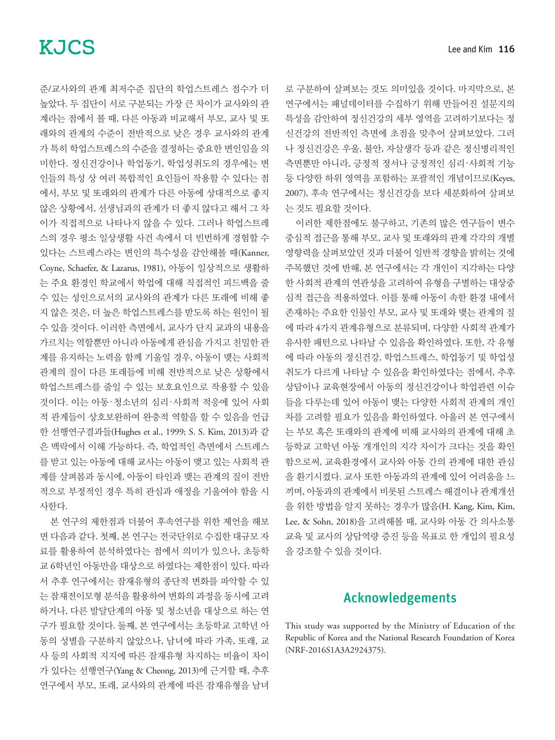준/교사와의 관계 최저수준 집단의 학업스트레스 점수가 더 높았다. 두 집단이 서로 구분되는 가장 큰 차이가 교사와의 관계라는 점에서 볼 때, 다른 아동과 비교해서 부모, 교사 및 또래와의 관계의 수준이 전반적으로 낮은 경우 교사와의 관계가 특히 학업스트레스의 수준을 결정하는 중요한 변인임을 의미한다. 정신건강이나 학업동기, 학업성취도의 경우에는 변인들의 특성 상 여러 복합적인 요인들이 작용할 수 있다는 점에서, 부모 및 또래와의 관계가 다른 아동에 상대적으로 좋지 않은 상황에서, 선생님과의 관계가 더 좋지 않다고 해서 그 차이가 직접적으로 나타나지 않을 수 있다. 그러나 학업스트레스의 경우 평소 일상생활 사건 속에서 더 빈번하게 경험할 수 있다는 스트레스라는 변인의 특수성을 감안해볼 때(Kanner, Coyne, Schaefer, & Lazarus, 1981), 아동이 일상적으로 생활하는 주요 환경인 학교에서 학업에 대해 직접적인 피드백을 줄 수 있는 성인으로서의 교사와의 관계가 다른 또래에 비해 좋지 않은 것은, 더 높은 학업스트레스를 받도록 하는 원인이 될 수 있을 것이다. 이러한 측면에서, 교사가 단지 교과의 내용을 가르치는 역할뿐만 아니라 아동에게 관심을 가지고 친밀한 관계를 유지하는 노력을 함께 기울일 경우, 아동이 맺는 사회적 관계의 질이 다른 또래들에 비해 전반적으로 낮은 상황에서 학업스트레스를 줄일 수 있는 보호요인으로 작용할 수 있을 것이다. 이는 아동·청소년의 심리·사회적 적응에 있어 사회적 관계들이 상호보완하여 완충적 역할을 할 수 있음을 언급한 선행연구결과들(Hughes et al., 1999; S. S. Kim, 2013)과 같은 맥락에서 이해 가능하다. 즉, 학업적인 측면에서 스트레스를 받고 있는 아동에 대해 교사는 아동이 맺고 있는 사회적 관계를 살펴봄과 동시에, 아동이 타인과 맺는 관계의 질이 전반적으로 부정적인 경우 특히 관심과 애정을 기울여야 함을 시사한다.

본 연구의 제한점과 더불어 후속연구를 위한 제언을 해보면 다음과 같다. 첫째, 본 연구는 전국단위로 수집한 대규모 자료를 활용하여 분석하였다는 점에서 의미가 있으나, 초등학교 6학년인 아동만을 대상으로 하였다는 제한점이 있다. 따라서 추후 연구에서는 잠재유형의 종단적 변화를 파악할 수 있는 잠재전이모형 분석을 활용하여 변화의 과정을 동시에 고려하거나, 다른 발달단계의 아동 및 청소년을 대상으로 하는 연구가 필요할 것이다. 둘째, 본 연구에서는 초등학교 고학년 아동의 성별을 구분하지 않았으나, 남녀에 따라 가족, 또래, 교사 등의 사회적 지지에 따른 잠재유형 차지하는 비율이 차이가 있다는 선행연구(Yang & Cheong, 2013)에 근거할 때, 추후 연구에서 부모, 또래, 교사와의 관계에 따른 잠재유형을 남녀로 구분하여 살펴보는 것도 의미있을 것이다. 마지막으로, 본 연구에서는 패널데이터를 수집하기 위해 만들어진 설문지의 특성을 감안하여 정신건강의 세부 영역을 고려하기보다는 정신건강의 전반적인 측면에 초점을 맞추어 살펴보았다. 그러나 정신건강은 우울, 불안, 자살생각 등과 같은 정신병리적인 측면뿐만 아니라, 긍정적 정서나 긍정적인 심리·사회적 기능 등 다양한 하위 영역을 포함하는 포괄적인 개념이므로(Keyes, 2007), 후속 연구에서는 정신건강을 보다 세분화하여 살펴보는 것도 필요할 것이다.

이러한 제한점에도 불구하고, 기존의 많은 연구들이 변수중심적 접근을 통해 부모, 교사 및 또래와의 관계 각각의 개별 영향력을 살펴보았던 것과 더불어 일반적 경향을 밝히는 것에 주목했던 것에 반해, 본 연구에서는 각 개인이 지각하는 다양한 사회적 관계의 연관성을 고려하여 유형을 구별하는 대상중심적 접근을 적용하였다. 이를 통해 아동이 속한 환경 내에서 존재하는 주요한 인물인 부모, 교사 및 또래와 맺는 관계의 질에 따라 4가지 관계유형으로 분류되며, 다양한 사회적 관계가 유사한 패턴으로 나타날 수 있음을 확인하였다. 또한, 각 유형에 따라 아동의 정신건강, 학업스트레스, 학업동기 및 학업성취도가 다르게 나타날 수 있음을 확인하였다는 점에서, 추후 상담이나 교육현장에서 아동의 정신건강이나 학업관련 이슈들을 다루는데 있어 아동이 맺는 다양한 사회적 관계의 개인차를 고려할 필요가 있음을 확인하였다. 아울러 본 연구에서는 부모 혹은 또래와의 관계에 비해 교사와의 관계에 대해 초등학교 고학년 아동 개개인의 지각 차이가 크다는 것을 확인함으로써, 교육환경에서 교사와 아동 간의 관계에 대한 관심을 환기시켰다. 교사 또한 아동과의 관계에 있어 어려움을 느끼며, 아동과의 관계에서 비롯된 스트레스 해결이나 관계개선을 위한 방법을 알지 못하는 경우가 많음(H. Kang, Kim, Kim, Lee, & Sohn, 2018)을 고려해볼 때, 교사와 아동 간 의사소통 교육 및 교사의 상담역량 증진 등을 목표로 한 개입의 필요성을 강조할 수 있을 것이다.

## Acknowledgements

This study was supported by the Ministry of Education of the Republic of Korea and the National Research Foundation of Korea (NRF-2016S1A3A2924375).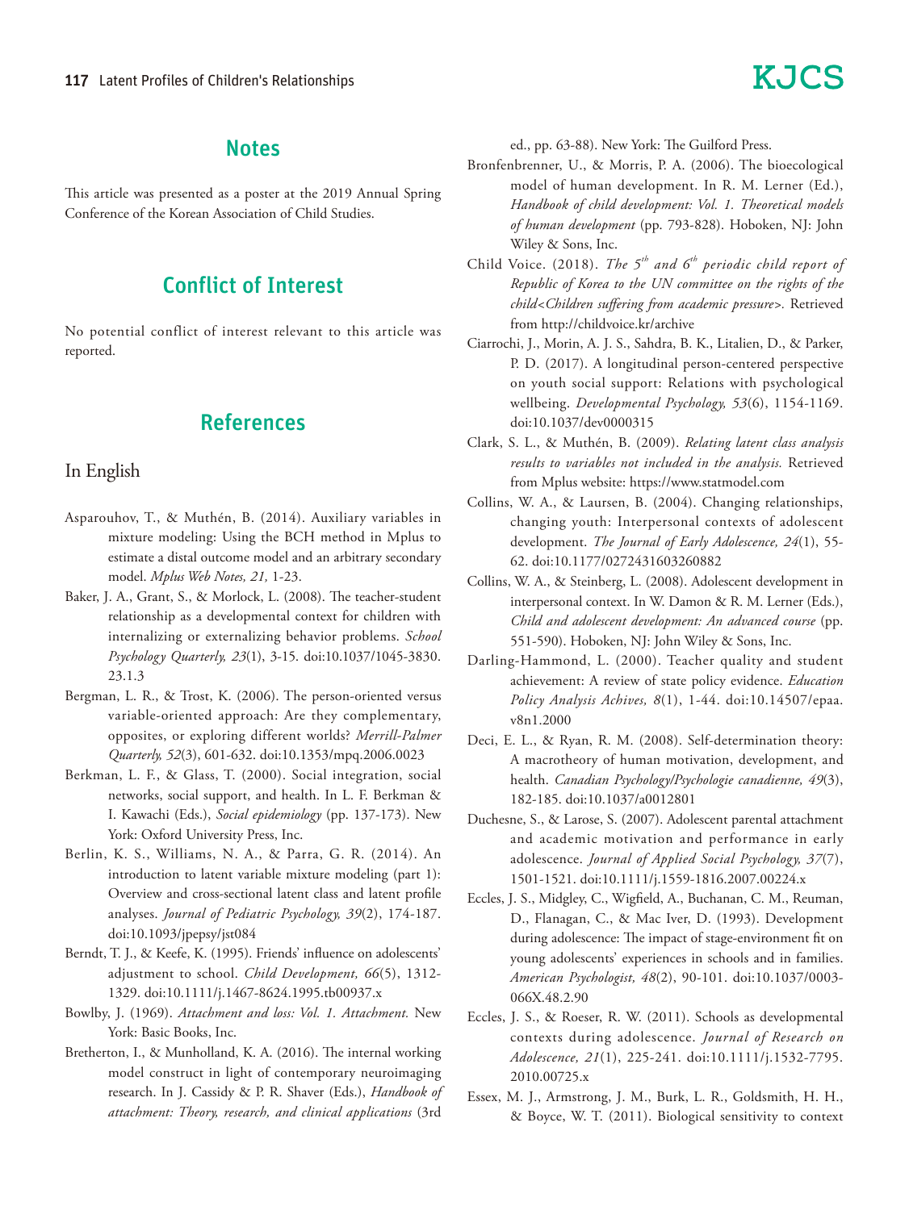## Notes

This article was presented as a poster at the 2019 Annual Spring Conference of the Korean Association of Child Studies.

## Conflict of Interest

No potential conflict of interest relevant to this article was reported.

## References

### In English

Asparouhov, T., & Muthén, B. (2014). Auxiliary variables in mixture modeling: Using the BCH method in Mplus to estimate a distal outcome model and an arbitrary secondary model. *Mplus Web Notes, 21,* 1-23.

Baker, J. A., Grant, S., & Morlock, L. (2008). The teacher-student relationship as a developmental context for children with internalizing or externalizing behavior problems. *School Psychology Quarterly, 23*(1), 3-15. doi:10.1037/1045-3830.23.1.3

Bergman, L. R., & Trost, K. (2006). The person-oriented versus variable-oriented approach: Are they complementary, opposites, or exploring different worlds? *Merrill-Palmer Quarterly, 52*(3), 601-632. doi:10.1353/mpq.2006.0023

Berkman, L. F., & Glass, T. (2000). Social integration, social networks, social support, and health. In L. F. Berkman & I. Kawachi (Eds.), *Social epidemiology* (pp. 137-173). New York: Oxford University Press, Inc.

Berlin, K. S., Williams, N. A., & Parra, G. R. (2014). An introduction to latent variable mixture modeling (part 1): Overview and cross-sectional latent class and latent profile analyses. *Journal of Pediatric Psychology, 39*(2), 174-187. doi:10.1093/jpepsy/jst084

Berndt, T. J., & Keefe, K. (1995). Friends' influence on adolescents' adjustment to school. *Child Development, 66*(5), 1312-1329. doi:10.1111/j.1467-8624.1995.tb00937.x

Bowlby, J. (1969). *Attachment and loss: Vol. 1. Attachment.* New York: Basic Books, Inc.

Bretherton, I., & Munholland, K. A. (2016). The internal working model construct in light of contemporary neuroimaging research. In J. Cassidy & P. R. Shaver (Eds.), *Handbook of attachment: Theory, research, and clinical applications* (3rd ed., pp. 63-88). New York: The Guilford Press.

Bronfenbrenner, U., & Morris, P. A. (2006). The bioecological model of human development. In R. M. Lerner (Ed.), *Handbook of child development: Vol. 1. Theoretical models of human development* (pp. 793-828). Hoboken, NJ: John Wiley & Sons, Inc.

Child Voice. (2018). *The 5th and 6th periodic child report of Republic of Korea to the UN committee on the rights of the child<Children suffering from academic pressure>.* Retrieved from http://childvoice.kr/archive

Ciarrochi, J., Morin, A. J. S., Sahdra, B. K., Litalien, D., & Parker, P. D. (2017). A longitudinal person-centered perspective on youth social support: Relations with psychological wellbeing. *Developmental Psychology, 53*(6), 1154-1169. doi:10.1037/dev0000315

Clark, S. L., & Muthén, B. (2009). *Relating latent class analysis results to variables not included in the analysis.* Retrieved from Mplus website: https://www.statmodel.com

Collins, W. A., & Laursen, B. (2004). Changing relationships, changing youth: Interpersonal contexts of adolescent development. *The Journal of Early Adolescence, 24*(1), 55-62. doi:10.1177/0272431603260882

Collins, W. A., & Steinberg, L. (2008). Adolescent development in interpersonal context. In W. Damon & R. M. Lerner (Eds.), *Child and adolescent development: An advanced course* (pp. 551-590). Hoboken, NJ: John Wiley & Sons, Inc.

Darling-Hammond, L. (2000). Teacher quality and student achievement: A review of state policy evidence. *Education Policy Analysis Achives, 8*(1), 1-44. doi:10.14507/epaa.v8n1.2000

Deci, E. L., & Ryan, R. M. (2008). Self-determination theory: A macrotheory of human motivation, development, and health. *Canadian Psychology/Psychologie canadienne, 49*(3), 182-185. doi:10.1037/a0012801

Duchesne, S., & Larose, S. (2007). Adolescent parental attachment and academic motivation and performance in early adolescence. *Journal of Applied Social Psychology, 37*(7), 1501-1521. doi:10.1111/j.1559-1816.2007.00224.x

Eccles, J. S., Midgley, C., Wigfield, A., Buchanan, C. M., Reuman, D., Flanagan, C., & Mac Iver, D. (1993). Development during adolescence: The impact of stage-environment fit on young adolescents' experiences in schools and in families. *American Psychologist, 48*(2), 90-101. doi:10.1037/0003-066X.48.2.90

Eccles, J. S., & Roeser, R. W. (2011). Schools as developmental contexts during adolescence. *Journal of Research on Adolescence, 21*(1), 225-241. doi:10.1111/j.1532-7795.2010.00725.x

Essex, M. J., Armstrong, J. M., Burk, L. R., Goldsmith, H. H., & Boyce, W. T. (2011). Biological sensitivity to context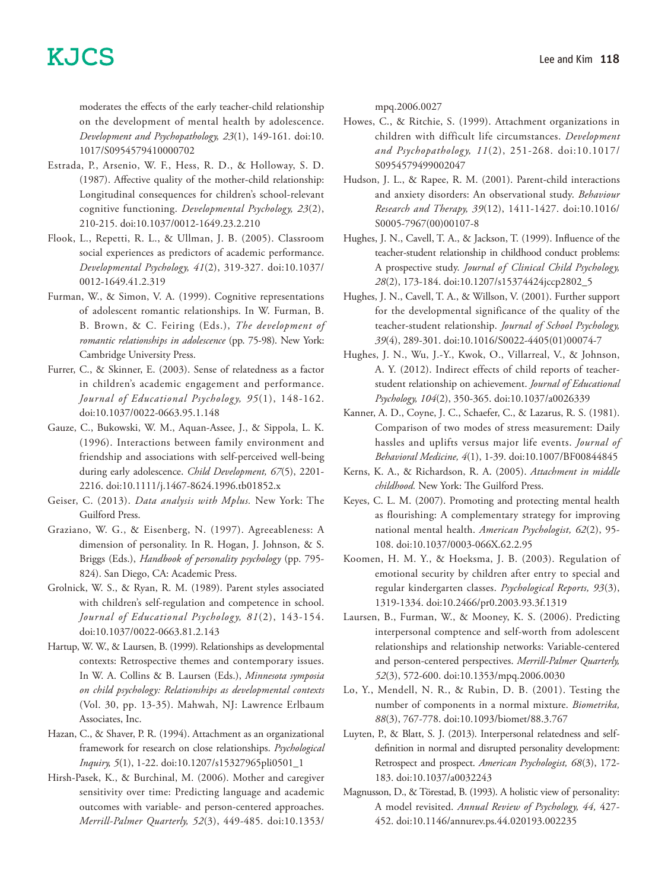moderates the effects of the early teacher-child relationship on the development of mental health by adolescence. *Development and Psychopathology, 23*(1), 149-161. doi:10.1017/S0954579410000702

Estrada, P., Arsenio, W. F., Hess, R. D., & Holloway, S. D. (1987). Affective quality of the mother-child relationship: Longitudinal consequences for children's school-relevant cognitive functioning. *Developmental Psychology, 23*(2), 210-215. doi:10.1037/0012-1649.23.2.210

Flook, L., Repetti, R. L., & Ullman, J. B. (2005). Classroom social experiences as predictors of academic performance. *Developmental Psychology, 41*(2), 319-327. doi:10.1037/0012-1649.41.2.319

Furman, W., & Simon, V. A. (1999). Cognitive representations of adolescent romantic relationships. In W. Furman, B. B. Brown, & C. Feiring (Eds.), *The development of romantic relationships in adolescence* (pp. 75-98). New York: Cambridge University Press.

Furrer, C., & Skinner, E. (2003). Sense of relatedness as a factor in children's academic engagement and performance. *Journal of Educational Psychology, 95*(1), 148-162. doi:10.1037/0022-0663.95.1.148

Gauze, C., Bukowski, W. M., Aquan-Assee, J., & Sippola, L. K. (1996). Interactions between family environment and friendship and associations with self-perceived well-being during early adolescence. *Child Development, 67*(5), 2201-2216. doi:10.1111/j.1467-8624.1996.tb01852.x

Geiser, C. (2013). *Data analysis with Mplus.* New York: The Guilford Press.

Graziano, W. G., & Eisenberg, N. (1997). Agreeableness: A dimension of personality. In R. Hogan, J. Johnson, & S. Briggs (Eds.), *Handbook of personality psychology* (pp. 795-824). San Diego, CA: Academic Press.

Grolnick, W. S., & Ryan, R. M. (1989). Parent styles associated with children's self-regulation and competence in school. *Journal of Educational Psychology, 81*(2), 143-154. doi:10.1037/0022-0663.81.2.143

Hartup, W. W., & Laursen, B. (1999). Relationships as developmental contexts: Retrospective themes and contemporary issues. In W. A. Collins & B. Laursen (Eds.), *Minnesota symposia on child psychology: Relationships as developmental contexts* (Vol. 30, pp. 13-35). Mahwah, NJ: Lawrence Erlbaum Associates, Inc.

Hazan, C., & Shaver, P. R. (1994). Attachment as an organizational framework for research on close relationships. *Psychological Inquiry, 5*(1), 1-22. doi:10.1207/s15327965pli0501_1

Hirsh-Pasek, K., & Burchinal, M. (2006). Mother and caregiver sensitivity over time: Predicting language and academic outcomes with variable- and person-centered approaches. *Merrill-Palmer Quarterly, 52*(3), 449-485. doi:10.1353/mpq.2006.0027

Howes, C., & Ritchie, S. (1999). Attachment organizations in children with difficult life circumstances. *Development and Psychopathology, 11*(2), 251-268. doi:10.1017/S0954579499002047

Hudson, J. L., & Rapee, R. M. (2001). Parent-child interactions and anxiety disorders: An observational study. *Behaviour Research and Therapy, 39*(12), 1411-1427. doi:10.1016/S0005-7967(00)00107-8

Hughes, J. N., Cavell, T. A., & Jackson, T. (1999). Influence of the teacher-student relationship in childhood conduct problems: A prospective study. *Journal of Clinical Child Psychology, 28*(2), 173-184. doi:10.1207/s15374424jccp2802_5

Hughes, J. N., Cavell, T. A., & Willson, V. (2001). Further support for the developmental significance of the quality of the teacher-student relationship. *Journal of School Psychology, 39*(4), 289-301. doi:10.1016/S0022-4405(01)00074-7

Hughes, J. N., Wu, J.-Y., Kwok, O., Villarreal, V., & Johnson, A. Y. (2012). Indirect effects of child reports of teacher-student relationship on achievement. *Journal of Educational Psychology, 104*(2), 350-365. doi:10.1037/a0026339

Kanner, A. D., Coyne, J. C., Schaefer, C., & Lazarus, R. S. (1981). Comparison of two modes of stress measurement: Daily hassles and uplifts versus major life events. *Journal of Behavioral Medicine, 4*(1), 1-39. doi:10.1007/BF00844845

Kerns, K. A., & Richardson, R. A. (2005). *Attachment in middle childhood.* New York: The Guilford Press.

Keyes, C. L. M. (2007). Promoting and protecting mental health as flourishing: A complementary strategy for improving national mental health. *American Psychologist, 62*(2), 95-108. doi:10.1037/0003-066X.62.2.95

Koomen, H. M. Y., & Hoeksma, J. B. (2003). Regulation of emotional security by children after entry to special and regular kindergarten classes. *Psychological Reports, 93*(3), 1319-1334. doi:10.2466/pr0.2003.93.3f.1319

Laursen, B., Furman, W., & Mooney, K. S. (2006). Predicting interpersonal comptence and self-worth from adolescent relationships and relationship networks: Variable-centered and person-centered perspectives. *Merrill-Palmer Quarterly, 52*(3), 572-600. doi:10.1353/mpq.2006.0030

Lo, Y., Mendell, N. R., & Rubin, D. B. (2001). Testing the number of components in a normal mixture. *Biometrika, 88*(3), 767-778. doi:10.1093/biomet/88.3.767

Luyten, P., & Blatt, S. J. (2013). Interpersonal relatedness and self-definition in normal and disrupted personality development: Retrospect and prospect. *American Psychologist, 68*(3), 172-183. doi:10.1037/a0032243

Magnusson, D., & Törestad, B. (1993). A holistic view of personality: A model revisited. *Annual Review of Psychology, 44,* 427-452. doi:10.1146/annurev.ps.44.020193.002235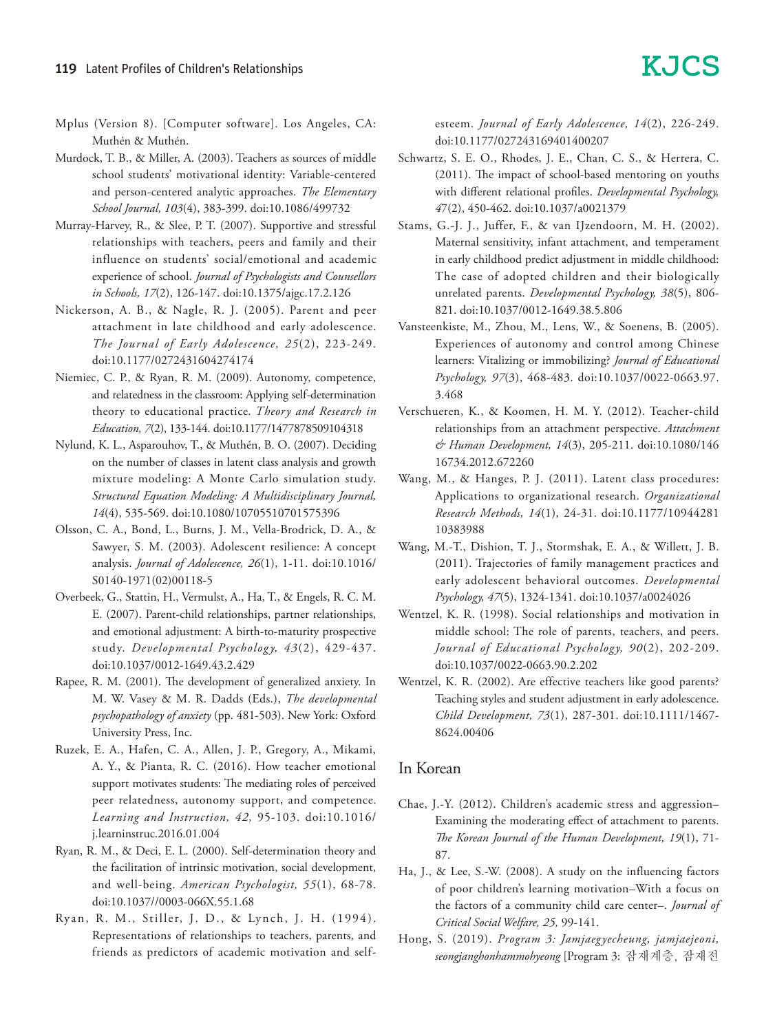Mplus (Version 8). [Computer software]. Los Angeles, CA: Muthén & Muthén.

Murdock, T. B., & Miller, A. (2003). Teachers as sources of middle school students' motivational identity: Variable-centered and person-centered analytic approaches. *The Elementary School Journal, 103*(4), 383-399. doi:10.1086/499732

Murray-Harvey, R., & Slee, P. T. (2007). Supportive and stressful relationships with teachers, peers and family and their influence on students' social/emotional and academic experience of school. *Journal of Psychologists and Counsellors in Schools, 17*(2), 126-147. doi:10.1375/ajgc.17.2.126

Nickerson, A. B., & Nagle, R. J. (2005). Parent and peer attachment in late childhood and early adolescence. *The Journal of Early Adolescence, 25*(2), 223-249. doi:10.1177/0272431604274174

Niemiec, C. P., & Ryan, R. M. (2009). Autonomy, competence, and relatedness in the classroom: Applying self-determination theory to educational practice. *Theory and Research in Education, 7*(2), 133-144. doi:10.1177/1477878509104318

Nylund, K. L., Asparouhov, T., & Muthén, B. O. (2007). Deciding on the number of classes in latent class analysis and growth mixture modeling: A Monte Carlo simulation study. *Structural Equation Modeling: A Multidisciplinary Journal, 14*(4), 535-569. doi:10.1080/10705510701575396

Olsson, C. A., Bond, L., Burns, J. M., Vella-Brodrick, D. A., & Sawyer, S. M. (2003). Adolescent resilience: A concept analysis. *Journal of Adolescence, 26*(1), 1-11. doi:10.1016/S0140-1971(02)00118-5

Overbeek, G., Stattin, H., Vermulst, A., Ha, T., & Engels, R. C. M. E. (2007). Parent-child relationships, partner relationships, and emotional adjustment: A birth-to-maturity prospective study. *Developmental Psychology, 43*(2), 429-437. doi:10.1037/0012-1649.43.2.429

Rapee, R. M. (2001). The development of generalized anxiety. In M. W. Vasey & M. R. Dadds (Eds.), *The developmental psychopathology of anxiety* (pp. 481-503). New York: Oxford University Press, Inc.

Ruzek, E. A., Hafen, C. A., Allen, J. P., Gregory, A., Mikami, A. Y., & Pianta, R. C. (2016). How teacher emotional support motivates students: The mediating roles of perceived peer relatedness, autonomy support, and competence. *Learning and Instruction, 42,* 95-103. doi:10.1016/j.learninstruc.2016.01.004

Ryan, R. M., & Deci, E. L. (2000). Self-determination theory and the facilitation of intrinsic motivation, social development, and well-being. *American Psychologist, 55*(1), 68-78. doi:10.1037//0003-066X.55.1.68

Ryan, R. M., Stiller, J. D., & Lynch, J. H. (1994). Representations of relationships to teachers, parents, and friends as predictors of academic motivation and self-esteem. *Journal of Early Adolescence, 14*(2), 226-249. doi:10.1177/027243169401400207

Schwartz, S. E. O., Rhodes, J. E., Chan, C. S., & Herrera, C. (2011). The impact of school-based mentoring on youths with different relational profiles. *Developmental Psychology, 47*(2), 450-462. doi:10.1037/a0021379

Stams, G.-J. J., Juffer, F., & van IJzendoorn, M. H. (2002). Maternal sensitivity, infant attachment, and temperament in early childhood predict adjustment in middle childhood: The case of adopted children and their biologically unrelated parents. *Developmental Psychology, 38*(5), 806-821. doi:10.1037/0012-1649.38.5.806

Vansteenkiste, M., Zhou, M., Lens, W., & Soenens, B. (2005). Experiences of autonomy and control among Chinese learners: Vitalizing or immobilizing? *Journal of Educational Psychology, 97*(3), 468-483. doi:10.1037/0022-0663.97.3.468

Verschueren, K., & Koomen, H. M. Y. (2012). Teacher-child relationships from an attachment perspective. *Attachment & Human Development, 14*(3), 205-211. doi:10.1080/14616734.2012.672260

Wang, M., & Hanges, P. J. (2011). Latent class procedures: Applications to organizational research. *Organizational Research Methods, 14*(1), 24-31. doi:10.1177/1094428110383988

Wang, M.-T., Dishion, T. J., Stormshak, E. A., & Willett, J. B. (2011). Trajectories of family management practices and early adolescent behavioral outcomes. *Developmental Psychology, 47*(5), 1324-1341. doi:10.1037/a0024026

Wentzel, K. R. (1998). Social relationships and motivation in middle school: The role of parents, teachers, and peers. *Journal of Educational Psychology, 90*(2), 202-209. doi:10.1037/0022-0663.90.2.202

Wentzel, K. R. (2002). Are effective teachers like good parents? Teaching styles and student adjustment in early adolescence. *Child Development, 73*(1), 287-301. doi:10.1111/1467-8624.00406

## In Korean

Chae, J.-Y. (2012). Children's academic stress and aggression–Examining the moderating effect of attachment to parents. *The Korean Journal of the Human Development, 19*(1), 71-87.

Ha, J., & Lee, S.-W. (2008). A study on the influencing factors of poor children's learning motivation–With a focus on the factors of a community child care center–. *Journal of Critical Social Welfare, 25,* 99-141.

Hong, S. (2019). *Program 3: Jamjaegyecheung, jamjaejeoni, seongjanghonhammohyeong* [Program 3: 잠재계층, 잠재전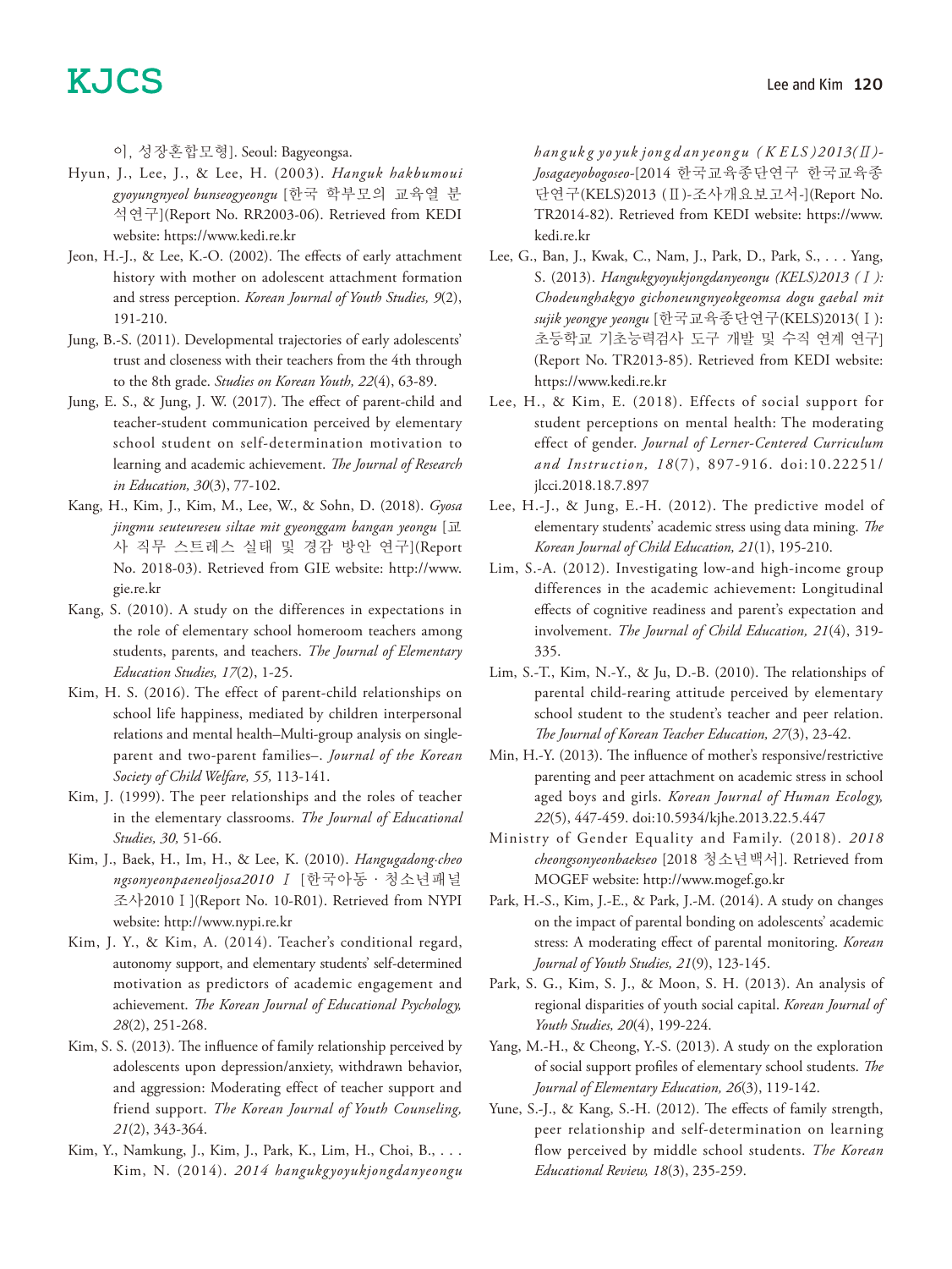이, 성장혼합모형]. Seoul: Bagyeongsa.

Hyun, J., Lee, J., & Lee, H. (2003). *Hanguk hakbumoui gyoyungnyeol bunseogyeongu* [한국 학부모의 교육열 분석연구](Report No. RR2003-06). Retrieved from KEDI website: https://www.kedi.re.kr

Jeon, H.-J., & Lee, K.-O. (2002). The effects of early attachment history with mother on adolescent attachment formation and stress perception. *Korean Journal of Youth Studies, 9*(2), 191-210.

Jung, B.-S. (2011). Developmental trajectories of early adolescents' trust and closeness with their teachers from the 4th through to the 8th grade. *Studies on Korean Youth, 22*(4), 63-89.

Jung, E. S., & Jung, J. W. (2017). The effect of parent-child and teacher-student communication perceived by elementary school student on self-determination motivation to learning and academic achievement. *The Journal of Research in Education, 30*(3), 77-102.

Kang, H., Kim, J., Kim, M., Lee, W., & Sohn, D. (2018). *Gyosa jingmu seuteureseu siltae mit gyeonggam bangan yeongu* [교사 직무 스트레스 실태 및 경감 방안 연구](Report No. 2018-03). Retrieved from GIE website: http://www.gie.re.kr

Kang, S. (2010). A study on the differences in expectations in the role of elementary school homeroom teachers among students, parents, and teachers. *The Journal of Elementary Education Studies, 17*(2), 1-25.

Kim, H. S. (2016). The effect of parent-child relationships on school life happiness, mediated by children interpersonal relations and mental health–Multi-group analysis on single-parent and two-parent families–. *Journal of the Korean Society of Child Welfare, 55,* 113-141.

Kim, J. (1999). The peer relationships and the roles of teacher in the elementary classrooms. *The Journal of Educational Studies, 30,* 51-66.

Kim, J., Baek, H., Im, H., & Lee, K. (2010). *Hangugadong·cheongsonyeonpaeneoljosa2010 Ⅰ* [한국아동 · 청소년패널조사2010 Ⅰ](Report No. 10-R01). Retrieved from NYPI website: http://www.nypi.re.kr

Kim, J. Y., & Kim, A. (2014). Teacher's conditional regard, autonomy support, and elementary students' self-determined motivation as predictors of academic engagement and achievement. *The Korean Journal of Educational Psychology, 28*(2), 251-268.

Kim, S. S. (2013). The influence of family relationship perceived by adolescents upon depression/anxiety, withdrawn behavior, and aggression: Moderating effect of teacher support and friend support. *The Korean Journal of Youth Counseling, 21*(2), 343-364.

Kim, Y., Namkung, J., Kim, J., Park, K., Lim, H., Choi, B., . . . Kim, N. (2014). *2014 hangukgyoyukjongdanyeongu (KELS)2013(Ⅱ)-Josagaeyobogoseo*-[2014 한국교육종단연구 한국교육종단연구(KELS)2013 (Ⅱ)-조사개요보고서-](Report No. TR2014-82). Retrieved from KEDI website: https://www.kedi.re.kr

Lee, G., Ban, J., Kwak, C., Nam, J., Park, D., Park, S., . . . Yang, S. (2013). *Hangukgyoyukjongdanyeongu (KELS)2013 (Ⅰ): Chodeunghakgyo gichoneungnyeokgeomsa dogu gaebal mit sujik yeongye yeongu* [한국교육종단연구(KELS)2013(Ⅰ): 초등학교 기초능력검사 도구 개발 및 수직 연계 연구](Report No. TR2013-85). Retrieved from KEDI website: https://www.kedi.re.kr

Lee, H., & Kim, E. (2018). Effects of social support for student perceptions on mental health: The moderating effect of gender. *Journal of Lerner-Centered Curriculum and Instruction, 18*(7), 897-916. doi:10.22251/jlcci.2018.18.7.897

Lee, H.-J., & Jung, E.-H. (2012). The predictive model of elementary students' academic stress using data mining. *The Korean Journal of Child Education, 21*(1), 195-210.

Lim, S.-A. (2012). Investigating low-and high-income group differences in the academic achievement: Longitudinal effects of cognitive readiness and parent's expectation and involvement. *The Journal of Child Education, 21*(4), 319-335.

Lim, S.-T., Kim, N.-Y., & Ju, D.-B. (2010). The relationships of parental child-rearing attitude perceived by elementary school student to the student's teacher and peer relation. *The Journal of Korean Teacher Education, 27*(3), 23-42.

Min, H.-Y. (2013). The influence of mother's responsive/restrictive parenting and peer attachment on academic stress in school aged boys and girls. *Korean Journal of Human Ecology, 22*(5), 447-459. doi:10.5934/kjhe.2013.22.5.447

Ministry of Gender Equality and Family. (2018). *2018 cheongsonyeonbaekseo* [2018 청소년백서]. Retrieved from MOGEF website: http://www.mogef.go.kr

Park, H.-S., Kim, J.-E., & Park, J.-M. (2014). A study on changes on the impact of parental bonding on adolescents' academic stress: A moderating effect of parental monitoring. *Korean Journal of Youth Studies, 21*(9), 123-145.

Park, S. G., Kim, S. J., & Moon, S. H. (2013). An analysis of regional disparities of youth social capital. *Korean Journal of Youth Studies, 20*(4), 199-224.

Yang, M.-H., & Cheong, Y.-S. (2013). A study on the exploration of social support profiles of elementary school students. *The Journal of Elementary Education, 26*(3), 119-142.

Yune, S.-J., & Kang, S.-H. (2012). The effects of family strength, peer relationship and self-determination on learning flow perceived by middle school students. *The Korean Educational Review, 18*(3), 235-259.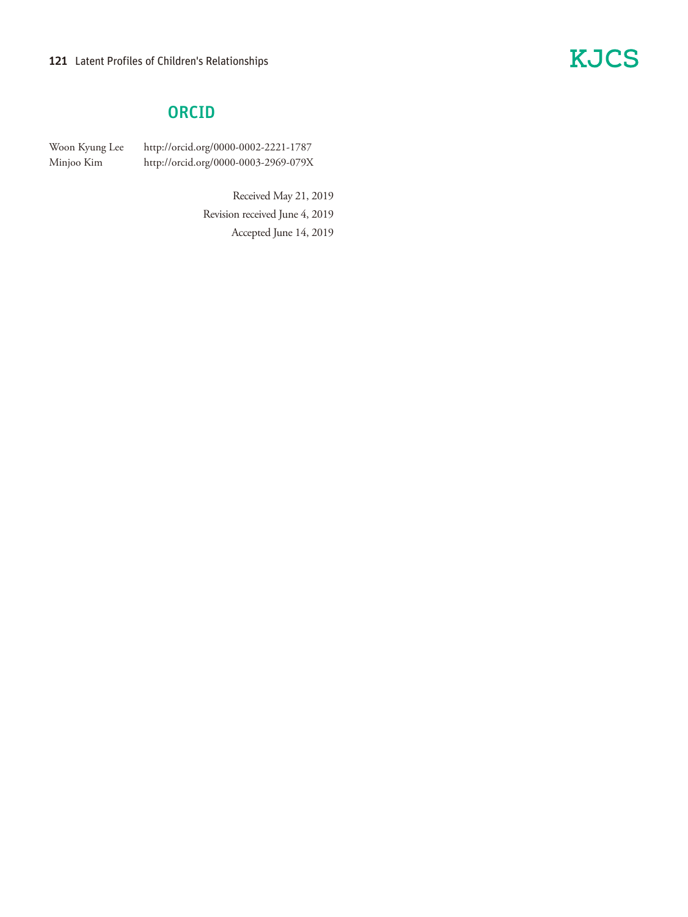## ORCID

| | |
|---|---|
| Woon Kyung Lee | http://orcid.org/0000-0002-2221-1787 |
| Minjoo Kim | http://orcid.org/0000-0003-2969-079X |

Received May 21, 2019
Revision received June 4, 2019
Accepted June 14, 2019